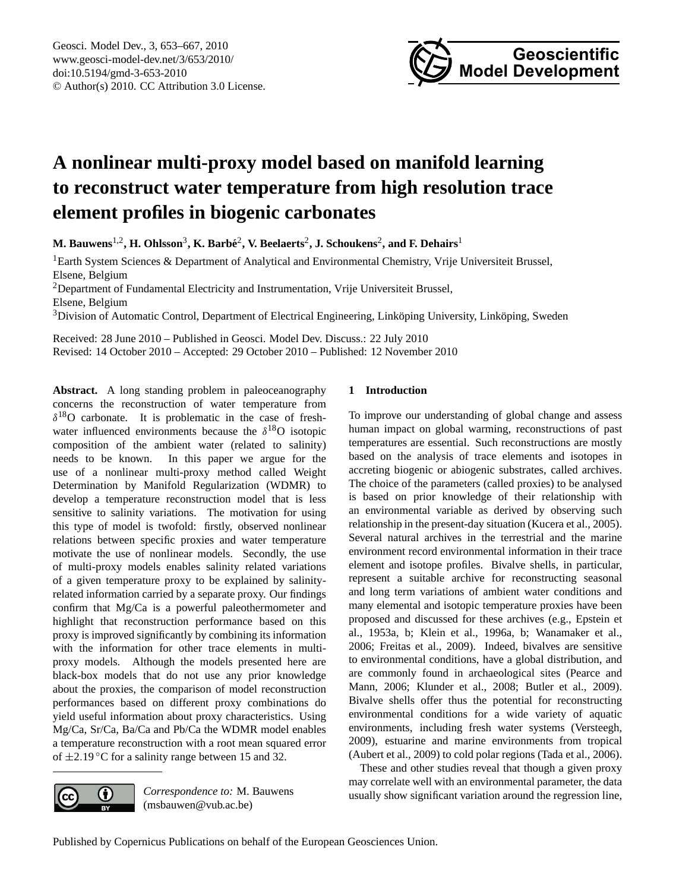# A nonlinear multi-proxy model based on manifold learning to reconstruct water temperature from high resolution trace element profiles in biogenic carbonates

**M. Bauwens[1,2], H. Ohlsson[3], K. Barbé[2], V. Beelaerts[2], J. Schoukens[2], and F. Dehairs[1]**

[1] Earth System Sciences & Department of Analytical and Environmental Chemistry, Vrije Universiteit Brussel, Elsene, Belgium

[2] Department of Fundamental Electricity and Instrumentation, Vrije Universiteit Brussel, Elsene, Belgium

[3] Division of Automatic Control, Department of Electrical Engineering, Linköping University, Linköping, Sweden

Received: 28 June 2010 – Published in Geosci. Model Dev. Discuss.: 22 July 2010
Revised: 14 October 2010 – Accepted: 29 October 2010 – Published: 12 November 2010

**Abstract.** A long standing problem in paleoceanography concerns the reconstruction of water temperature from $\delta^{18}$O carbonate. It is problematic in the case of freshwater influenced environments because the $\delta^{18}$O isotopic composition of the ambient water (related to salinity) needs to be known. In this paper we argue for the use of a nonlinear multi-proxy method called Weight Determination by Manifold Regularization (WDMR) to develop a temperature reconstruction model that is less sensitive to salinity variations. The motivation for using this type of model is twofold: firstly, observed nonlinear relations between specific proxies and water temperature motivate the use of nonlinear models. Secondly, the use of multi-proxy models enables salinity related variations of a given temperature proxy to be explained by salinity-related information carried by a separate proxy. Our findings confirm that Mg/Ca is a powerful paleothermometer and highlight that reconstruction performance based on this proxy is improved significantly by combining its information with the information for other trace elements in multi-proxy models. Although the models presented here are black-box models that do not use any prior knowledge about the proxies, the comparison of model reconstruction performances based on different proxy combinations do yield useful information about proxy characteristics. Using Mg/Ca, Sr/Ca, Ba/Ca and Pb/Ca the WDMR model enables a temperature reconstruction with a root mean squared error of $\pm 2.19\,^{\circ}$C for a salinity range between 15 and 32.

*Correspondence to:* M. Bauwens (msbauwen@vub.ac.be)

## 1 Introduction

To improve our understanding of global change and assess human impact on global warming, reconstructions of past temperatures are essential. Such reconstructions are mostly based on the analysis of trace elements and isotopes in accreting biogenic or abiogenic substrates, called archives. The choice of the parameters (called proxies) to be analysed is based on prior knowledge of their relationship with an environmental variable as derived by observing such relationship in the present-day situation (Kucera et al., 2005). Several natural archives in the terrestrial and the marine environment record environmental information in their trace element and isotope profiles. Bivalve shells, in particular, represent a suitable archive for reconstructing seasonal and long term variations of ambient water conditions and many elemental and isotopic temperature proxies have been proposed and discussed for these archives (e.g., Epstein et al., 1953a, b; Klein et al., 1996a, b; Wanamaker et al., 2006; Freitas et al., 2009). Indeed, bivalves are sensitive to environmental conditions, have a global distribution, and are commonly found in archaeological sites (Pearce and Mann, 2006; Klunder et al., 2008; Butler et al., 2009). Bivalve shells offer thus the potential for reconstructing environmental conditions for a wide variety of aquatic environments, including fresh water systems (Versteegh, 2009), estuarine and marine environments from tropical (Aubert et al., 2009) to cold polar regions (Tada et al., 2006).

These and other studies reveal that though a given proxy may correlate well with an environmental parameter, the data usually show significant variation around the regression line,

Published by Copernicus Publications on behalf of the European Geosciences Union.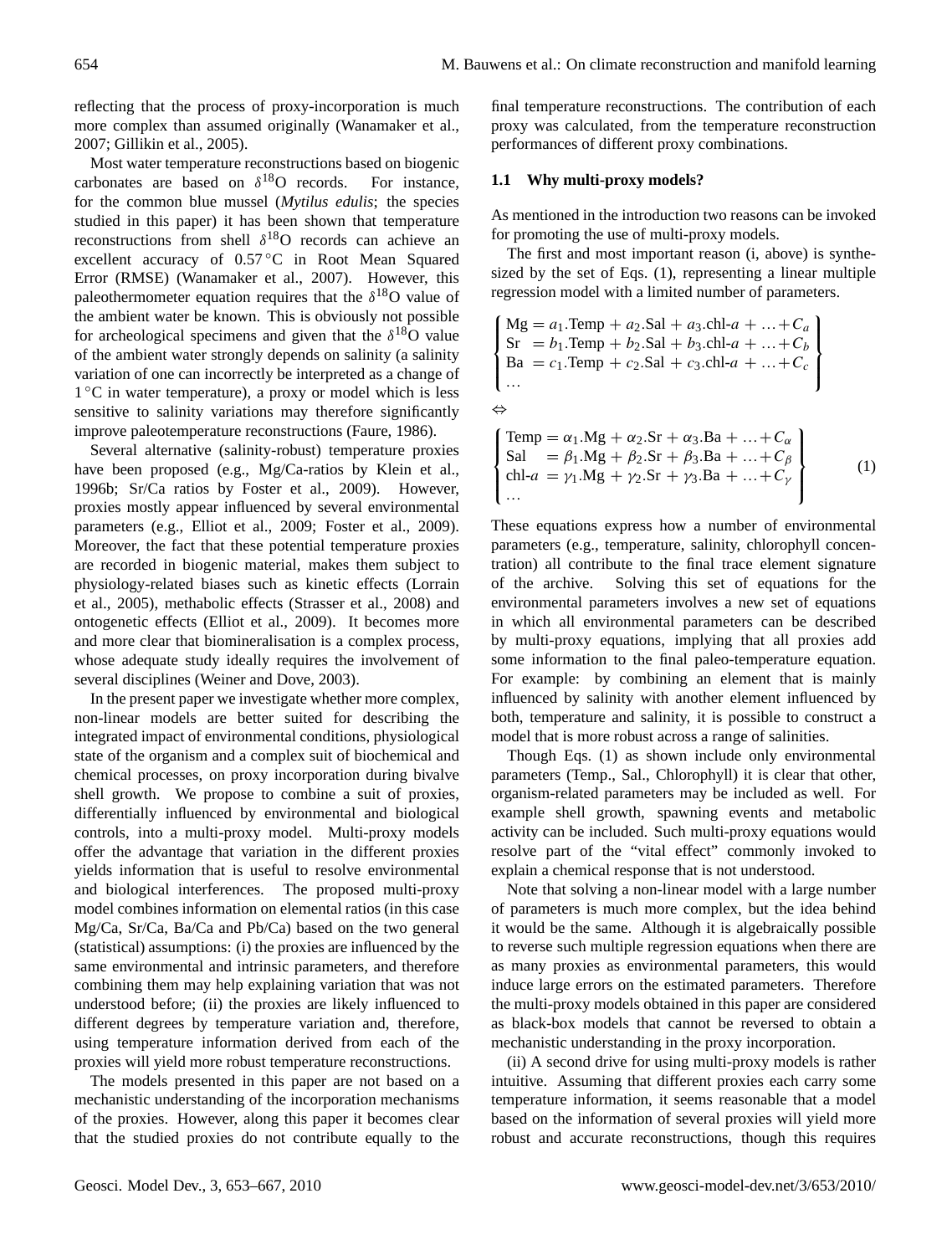reflecting that the process of proxy-incorporation is much more complex than assumed originally (Wanamaker et al., 2007; Gillikin et al., 2005).

Most water temperature reconstructions based on biogenic carbonates are based on $\delta^{18}$O records. For instance, for the common blue mussel (*Mytilus edulis*; the species studied in this paper) it has been shown that temperature reconstructions from shell $\delta^{18}$O records can achieve an excellent accuracy of 0.57 °C in Root Mean Squared Error (RMSE) (Wanamaker et al., 2007). However, this paleothermometer equation requires that the $\delta^{18}$O value of the ambient water be known. This is obviously not possible for archeological specimens and given that the $\delta^{18}$O value of the ambient water strongly depends on salinity (a salinity variation of one can incorrectly be interpreted as a change of 1 °C in water temperature), a proxy or model which is less sensitive to salinity variations may therefore significantly improve paleotemperature reconstructions (Faure, 1986).

Several alternative (salinity-robust) temperature proxies have been proposed (e.g., Mg/Ca-ratios by Klein et al., 1996b; Sr/Ca ratios by Foster et al., 2009). However, proxies mostly appear influenced by several environmental parameters (e.g., Elliot et al., 2009; Foster et al., 2009). Moreover, the fact that these potential temperature proxies are recorded in biogenic material, makes them subject to physiology-related biases such as kinetic effects (Lorrain et al., 2005), methabolic effects (Strasser et al., 2008) and ontogenetic effects (Elliot et al., 2009). It becomes more and more clear that biomineralisation is a complex process, whose adequate study ideally requires the involvement of several disciplines (Weiner and Dove, 2003).

In the present paper we investigate whether more complex, non-linear models are better suited for describing the integrated impact of environmental conditions, physiological state of the organism and a complex suit of biochemical and chemical processes, on proxy incorporation during bivalve shell growth. We propose to combine a suit of proxies, differentially influenced by environmental and biological controls, into a multi-proxy model. Multi-proxy models offer the advantage that variation in the different proxies yields information that is useful to resolve environmental and biological interferences. The proposed multi-proxy model combines information on elemental ratios (in this case Mg/Ca, Sr/Ca, Ba/Ca and Pb/Ca) based on the two general (statistical) assumptions: (i) the proxies are influenced by the same environmental and intrinsic parameters, and therefore combining them may help explaining variation that was not understood before; (ii) the proxies are likely influenced to different degrees by temperature variation and, therefore, using temperature information derived from each of the proxies will yield more robust temperature reconstructions.

The models presented in this paper are not based on a mechanistic understanding of the incorporation mechanisms of the proxies. However, along this paper it becomes clear that the studied proxies do not contribute equally to the final temperature reconstructions. The contribution of each proxy was calculated, from the temperature reconstruction performances of different proxy combinations.

## 1.1 Why multi-proxy models?

As mentioned in the introduction two reasons can be invoked for promoting the use of multi-proxy models.

The first and most important reason (i, above) is synthesized by the set of Eqs. (1), representing a linear multiple regression model with a limited number of parameters.

$$\left\{\begin{array}{l} \text{Mg} = a_1.\text{Temp} + a_2.\text{Sal} + a_3.\text{chl-}a + \ldots + C_a \\ \text{Sr} \;\; = b_1.\text{Temp} + b_2.\text{Sal} + b_3.\text{chl-}a + \ldots + C_b \\ \text{Ba} = c_1.\text{Temp} + c_2.\text{Sal} + c_3.\text{chl-}a + \ldots + C_c \\ \ldots \end{array}\right\}$$

$$\Leftrightarrow$$

$$\left\{\begin{array}{l} \text{Temp} = \alpha_1.\text{Mg} + \alpha_2.\text{Sr} + \alpha_3.\text{Ba} + \ldots + C_\alpha \\ \text{Sal} \;\;\; = \beta_1.\text{Mg} + \beta_2.\text{Sr} + \beta_3.\text{Ba} + \ldots + C_\beta \\ \text{chl-}a = \gamma_1.\text{Mg} + \gamma_2.\text{Sr} + \gamma_3.\text{Ba} + \ldots + C_\gamma \\ \ldots \end{array}\right\} \quad (1)$$

These equations express how a number of environmental parameters (e.g., temperature, salinity, chlorophyll concentration) all contribute to the final trace element signature of the archive. Solving this set of equations for the environmental parameters involves a new set of equations in which all environmental parameters can be described by multi-proxy equations, implying that all proxies add some information to the final paleo-temperature equation. For example: by combining an element that is mainly influenced by salinity with another element influenced by both, temperature and salinity, it is possible to construct a model that is more robust across a range of salinities.

Though Eqs. (1) as shown include only environmental parameters (Temp., Sal., Chlorophyll) it is clear that other, organism-related parameters may be included as well. For example shell growth, spawning events and metabolic activity can be included. Such multi-proxy equations would resolve part of the "vital effect" commonly invoked to explain a chemical response that is not understood.

Note that solving a non-linear model with a large number of parameters is much more complex, but the idea behind it would be the same. Although it is algebraically possible to reverse such multiple regression equations when there are as many proxies as environmental parameters, this would induce large errors on the estimated parameters. Therefore the multi-proxy models obtained in this paper are considered as black-box models that cannot be reversed to obtain a mechanistic understanding in the proxy incorporation.

(ii) A second drive for using multi-proxy models is rather intuitive. Assuming that different proxies each carry some temperature information, it seems reasonable that a model based on the information of several proxies will yield more robust and accurate reconstructions, though this requires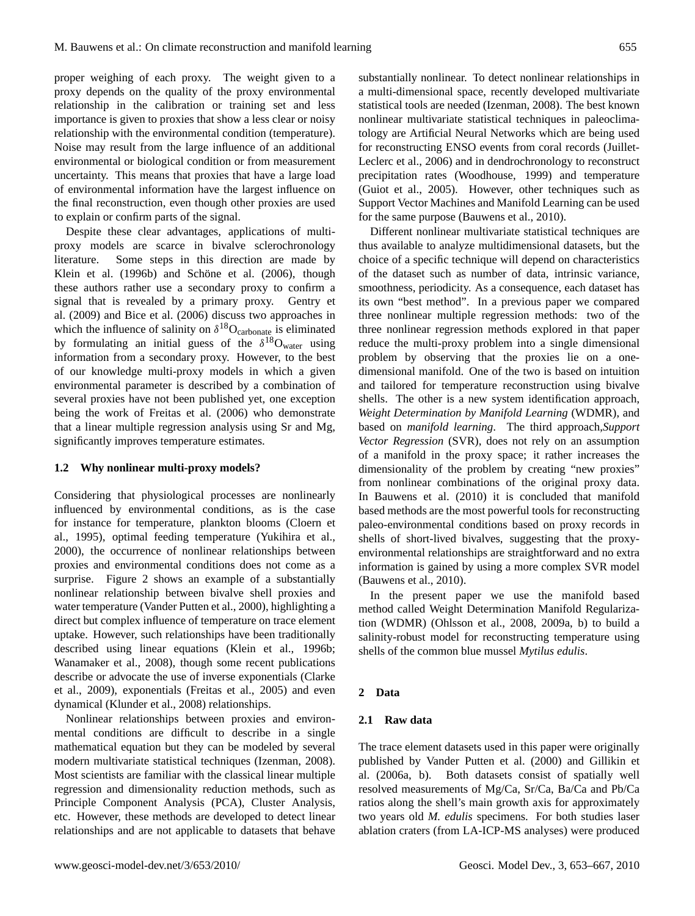proper weighing of each proxy. The weight given to a proxy depends on the quality of the proxy environmental relationship in the calibration or training set and less importance is given to proxies that show a less clear or noisy relationship with the environmental condition (temperature). Noise may result from the large influence of an additional environmental or biological condition or from measurement uncertainty. This means that proxies that have a large load of environmental information have the largest influence on the final reconstruction, even though other proxies are used to explain or confirm parts of the signal.

Despite these clear advantages, applications of multi-proxy models are scarce in bivalve sclerochronology literature. Some steps in this direction are made by Klein et al. (1996b) and Schöne et al. (2006), though these authors rather use a secondary proxy to confirm a signal that is revealed by a primary proxy. Gentry et al. (2009) and Bice et al. (2006) discuss two approaches in which the influence of salinity on $\delta^{18}O_{carbonate}$ is eliminated by formulating an initial guess of the $\delta^{18}O_{water}$ using information from a secondary proxy. However, to the best of our knowledge multi-proxy models in which a given environmental parameter is described by a combination of several proxies have not been published yet, one exception being the work of Freitas et al. (2006) who demonstrate that a linear multiple regression analysis using Sr and Mg, significantly improves temperature estimates.

### 1.2 Why nonlinear multi-proxy models?

Considering that physiological processes are nonlinearly influenced by environmental conditions, as is the case for instance for temperature, plankton blooms (Cloern et al., 1995), optimal feeding temperature (Yukihira et al., 2000), the occurrence of nonlinear relationships between proxies and environmental conditions does not come as a surprise. Figure 2 shows an example of a substantially nonlinear relationship between bivalve shell proxies and water temperature (Vander Putten et al., 2000), highlighting a direct but complex influence of temperature on trace element uptake. However, such relationships have been traditionally described using linear equations (Klein et al., 1996b; Wanamaker et al., 2008), though some recent publications describe or advocate the use of inverse exponentials (Clarke et al., 2009), exponentials (Freitas et al., 2005) and even dynamical (Klunder et al., 2008) relationships.

Nonlinear relationships between proxies and environmental conditions are difficult to describe in a single mathematical equation but they can be modeled by several modern multivariate statistical techniques (Izenman, 2008). Most scientists are familiar with the classical linear multiple regression and dimensionality reduction methods, such as Principle Component Analysis (PCA), Cluster Analysis, etc. However, these methods are developed to detect linear relationships and are not applicable to datasets that behave substantially nonlinear. To detect nonlinear relationships in a multi-dimensional space, recently developed multivariate statistical tools are needed (Izenman, 2008). The best known nonlinear multivariate statistical techniques in paleoclimatology are Artificial Neural Networks which are being used for reconstructing ENSO events from coral records (Juillet-Leclerc et al., 2006) and in dendrochronology to reconstruct precipitation rates (Woodhouse, 1999) and temperature (Guiot et al., 2005). However, other techniques such as Support Vector Machines and Manifold Learning can be used for the same purpose (Bauwens et al., 2010).

Different nonlinear multivariate statistical techniques are thus available to analyze multidimensional datasets, but the choice of a specific technique will depend on characteristics of the dataset such as number of data, intrinsic variance, smoothness, periodicity. As a consequence, each dataset has its own "best method". In a previous paper we compared three nonlinear multiple regression methods: two of the three nonlinear regression methods explored in that paper reduce the multi-proxy problem into a single dimensional problem by observing that the proxies lie on a one-dimensional manifold. One of the two is based on intuition and tailored for temperature reconstruction using bivalve shells. The other is a new system identification approach, *Weight Determination by Manifold Learning* (WDMR), and based on *manifold learning*. The third approach, *Support Vector Regression* (SVR), does not rely on an assumption of a manifold in the proxy space; it rather increases the dimensionality of the problem by creating "new proxies" from nonlinear combinations of the original proxy data. In Bauwens et al. (2010) it is concluded that manifold based methods are the most powerful tools for reconstructing paleo-environmental conditions based on proxy records in shells of short-lived bivalves, suggesting that the proxy-environmental relationships are straightforward and no extra information is gained by using a more complex SVR model (Bauwens et al., 2010).

In the present paper we use the manifold based method called Weight Determination Manifold Regularization (WDMR) (Ohlsson et al., 2008, 2009a, b) to build a salinity-robust model for reconstructing temperature using shells of the common blue mussel *Mytilus edulis*.

## 2 Data

### 2.1 Raw data

The trace element datasets used in this paper were originally published by Vander Putten et al. (2000) and Gillikin et al. (2006a, b). Both datasets consist of spatially well resolved measurements of Mg/Ca, Sr/Ca, Ba/Ca and Pb/Ca ratios along the shell's main growth axis for approximately two years old *M. edulis* specimens. For both studies laser ablation craters (from LA-ICP-MS analyses) were produced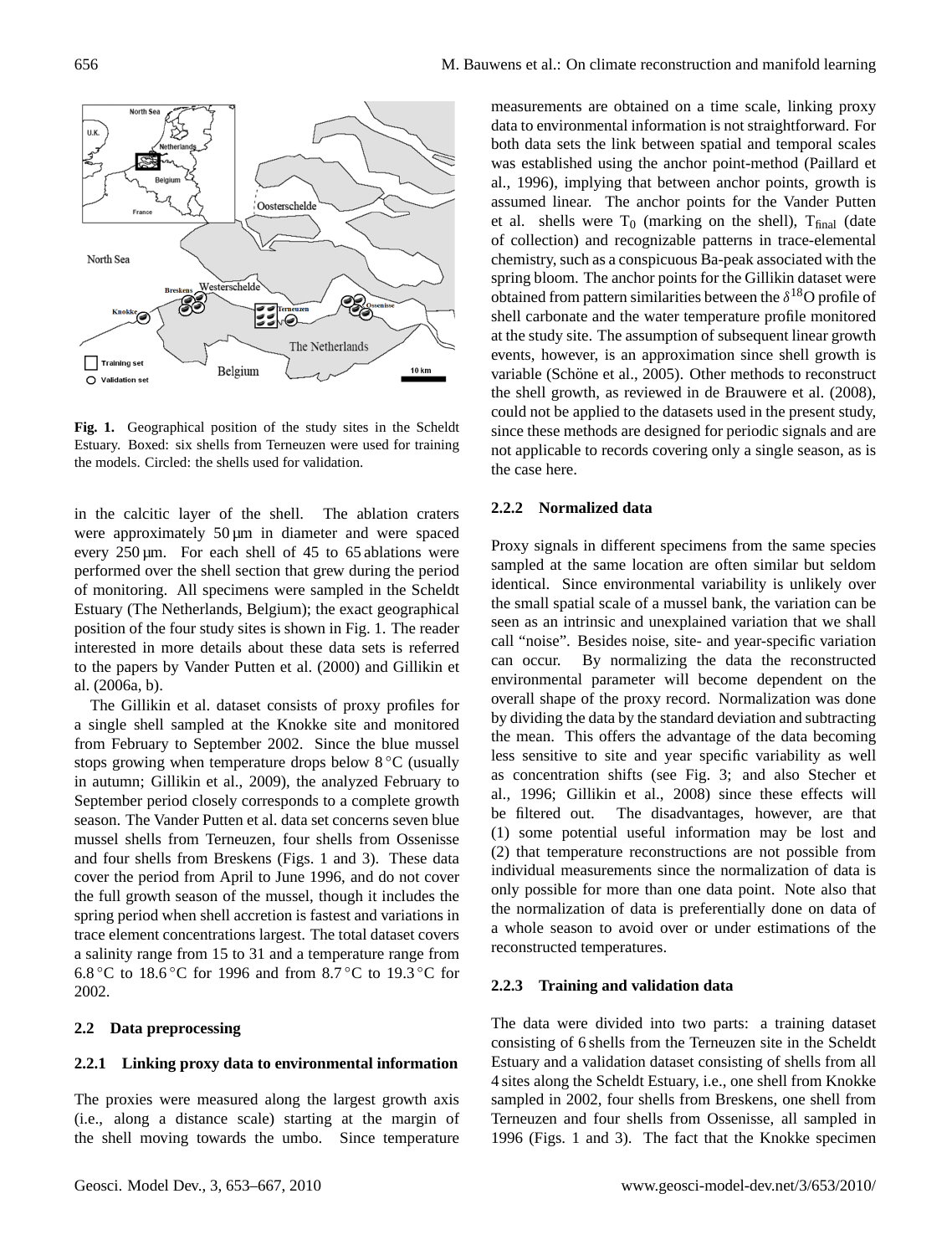North Sea
U.K.
Netherlands
Belgium
France
Oosterschelde
North Sea
Westerschelde
Breskens
Knokke
Terneuzen
Ossenisse
The Netherlands
Belgium
Training set
Validation set
10 km

**Fig. 1.** Geographical position of the study sites in the Scheldt Estuary. Boxed: six shells from Terneuzen were used for training the models. Circled: the shells used for validation.

in the calcitic layer of the shell. The ablation craters were approximately 50 µm in diameter and were spaced every 250 µm. For each shell of 45 to 65 ablations were performed over the shell section that grew during the period of monitoring. All specimens were sampled in the Scheldt Estuary (The Netherlands, Belgium); the exact geographical position of the four study sites is shown in Fig. 1. The reader interested in more details about these data sets is referred to the papers by Vander Putten et al. (2000) and Gillikin et al. (2006a, b).

The Gillikin et al. dataset consists of proxy profiles for a single shell sampled at the Knokke site and monitored from February to September 2002. Since the blue mussel stops growing when temperature drops below 8 °C (usually in autumn; Gillikin et al., 2009), the analyzed February to September period closely corresponds to a complete growth season. The Vander Putten et al. data set concerns seven blue mussel shells from Terneuzen, four shells from Ossenisse and four shells from Breskens (Figs. 1 and 3). These data cover the period from April to June 1996, and do not cover the full growth season of the mussel, though it includes the spring period when shell accretion is fastest and variations in trace element concentrations largest. The total dataset covers a salinity range from 15 to 31 and a temperature range from 6.8 °C to 18.6 °C for 1996 and from 8.7 °C to 19.3 °C for 2002.

### 2.2 Data preprocessing

#### 2.2.1 Linking proxy data to environmental information

The proxies were measured along the largest growth axis (i.e., along a distance scale) starting at the margin of the shell moving towards the umbo. Since temperature measurements are obtained on a time scale, linking proxy data to environmental information is not straightforward. For both data sets the link between spatial and temporal scales was established using the anchor point-method (Paillard et al., 1996), implying that between anchor points, growth is assumed linear. The anchor points for the Vander Putten et al. shells were $T_0$ (marking on the shell), $T_{\mathrm{final}}$ (date of collection) and recognizable patterns in trace-elemental chemistry, such as a conspicuous Ba-peak associated with the spring bloom. The anchor points for the Gillikin dataset were obtained from pattern similarities between the $\delta^{18}$O profile of shell carbonate and the water temperature profile monitored at the study site. The assumption of subsequent linear growth events, however, is an approximation since shell growth is variable (Schöne et al., 2005). Other methods to reconstruct the shell growth, as reviewed in de Brauwere et al. (2008), could not be applied to the datasets used in the present study, since these methods are designed for periodic signals and are not applicable to records covering only a single season, as is the case here.

#### 2.2.2 Normalized data

Proxy signals in different specimens from the same species sampled at the same location are often similar but seldom identical. Since environmental variability is unlikely over the small spatial scale of a mussel bank, the variation can be seen as an intrinsic and unexplained variation that we shall call "noise". Besides noise, site- and year-specific variation can occur. By normalizing the data the reconstructed environmental parameter will become dependent on the overall shape of the proxy record. Normalization was done by dividing the data by the standard deviation and subtracting the mean. This offers the advantage of the data becoming less sensitive to site and year specific variability as well as concentration shifts (see Fig. 3; and also Stecher et al., 1996; Gillikin et al., 2008) since these effects will be filtered out. The disadvantages, however, are that (1) some potential useful information may be lost and (2) that temperature reconstructions are not possible from individual measurements since the normalization of data is only possible for more than one data point. Note also that the normalization of data is preferentially done on data of a whole season to avoid over or under estimations of the reconstructed temperatures.

#### 2.2.3 Training and validation data

The data were divided into two parts: a training dataset consisting of 6 shells from the Terneuzen site in the Scheldt Estuary and a validation dataset consisting of shells from all 4 sites along the Scheldt Estuary, i.e., one shell from Knokke sampled in 2002, four shells from Breskens, one shell from Terneuzen and four shells from Ossenisse, all sampled in 1996 (Figs. 1 and 3). The fact that the Knokke specimen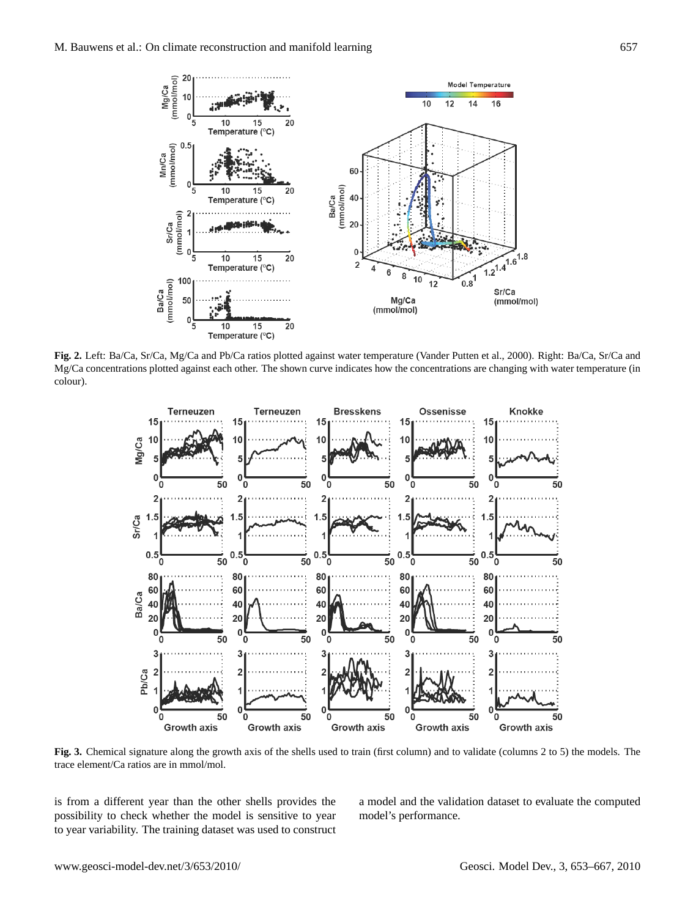Mg/Ca (mmol/mol)
20
10
0
5 10 15 20
Temperature (°C)

Mn/Ca (mmol/mol)
0.5
0
5 10 15 20
Temperature (°C)

Sr/Ca (mmol/mol)
2
1
0
5 10 15 20
Temperature (°C)

Ba/Ca (mmol/mol)
100
50
0
5 10 15 20
Temperature (°C)

Model Temperature
10 12 14 16

Ba/Ca (mmol/mol)
60
40
20
0
2 4 6 8 10 12
Mg/Ca (mmol/mol)
0.8 1 1.2 1.4 1.6 1.8
Sr/Ca (mmol/mol)

**Fig. 2.** Left: Ba/Ca, Sr/Ca, Mg/Ca and Pb/Ca ratios plotted against water temperature (Vander Putten et al., 2000). Right: Ba/Ca, Sr/Ca and Mg/Ca concentrations plotted against each other. The shown curve indicates how the concentrations are changing with water temperature (in colour).

Terneuzen Terneuzen Bresskens Ossenisse Knokke

Mg/Ca
15
10
5
0
0 50

Sr/Ca
2
1.5
1
0.5
0 50

Ba/Ca
80
60
40
20
0
0 50

Pb/Ca
3
2
1
0
0 50

Growth axis Growth axis Growth axis Growth axis Growth axis

**Fig. 3.** Chemical signature along the growth axis of the shells used to train (first column) and to validate (columns 2 to 5) the models. The trace element/Ca ratios are in mmol/mol.

is from a different year than the other shells provides the possibility to check whether the model is sensitive to year to year variability. The training dataset was used to construct a model and the validation dataset to evaluate the computed model's performance.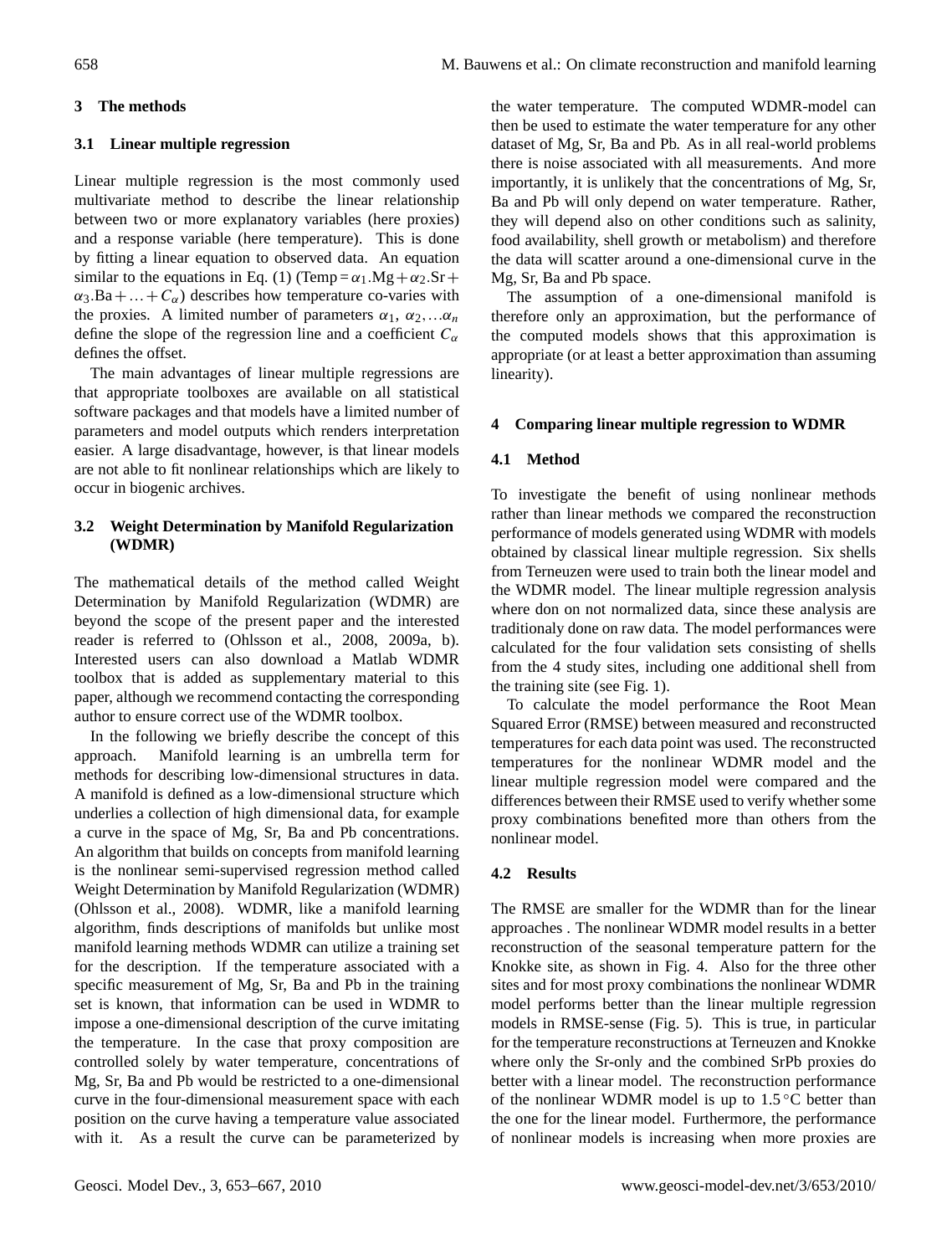## 3 The methods

### 3.1 Linear multiple regression

Linear multiple regression is the most commonly used multivariate method to describe the linear relationship between two or more explanatory variables (here proxies) and a response variable (here temperature). This is done by fitting a linear equation to observed data. An equation similar to the equations in Eq. (1) (Temp $= \alpha_1$.Mg $+ \alpha_2$.Sr $+ \alpha_3$.Ba $+ \ldots + C_\alpha$) describes how temperature co-varies with the proxies. A limited number of parameters $\alpha_1$, $\alpha_2$,...$\alpha_n$ define the slope of the regression line and a coefficient $C_\alpha$ defines the offset.

The main advantages of linear multiple regressions are that appropriate toolboxes are available on all statistical software packages and that models have a limited number of parameters and model outputs which renders interpretation easier. A large disadvantage, however, is that linear models are not able to fit nonlinear relationships which are likely to occur in biogenic archives.

### 3.2 Weight Determination by Manifold Regularization (WDMR)

The mathematical details of the method called Weight Determination by Manifold Regularization (WDMR) are beyond the scope of the present paper and the interested reader is referred to (Ohlsson et al., 2008, 2009a, b). Interested users can also download a Matlab WDMR toolbox that is added as supplementary material to this paper, although we recommend contacting the corresponding author to ensure correct use of the WDMR toolbox.

In the following we briefly describe the concept of this approach. Manifold learning is an umbrella term for methods for describing low-dimensional structures in data. A manifold is defined as a low-dimensional structure which underlies a collection of high dimensional data, for example a curve in the space of Mg, Sr, Ba and Pb concentrations. An algorithm that builds on concepts from manifold learning is the nonlinear semi-supervised regression method called Weight Determination by Manifold Regularization (WDMR) (Ohlsson et al., 2008). WDMR, like a manifold learning algorithm, finds descriptions of manifolds but unlike most manifold learning methods WDMR can utilize a training set for the description. If the temperature associated with a specific measurement of Mg, Sr, Ba and Pb in the training set is known, that information can be used in WDMR to impose a one-dimensional description of the curve imitating the temperature. In the case that proxy composition are controlled solely by water temperature, concentrations of Mg, Sr, Ba and Pb would be restricted to a one-dimensional curve in the four-dimensional measurement space with each position on the curve having a temperature value associated with it. As a result the curve can be parameterized by the water temperature. The computed WDMR-model can then be used to estimate the water temperature for any other dataset of Mg, Sr, Ba and Pb. As in all real-world problems there is noise associated with all measurements. And more importantly, it is unlikely that the concentrations of Mg, Sr, Ba and Pb will only depend on water temperature. Rather, they will depend also on other conditions such as salinity, food availability, shell growth or metabolism) and therefore the data will scatter around a one-dimensional curve in the Mg, Sr, Ba and Pb space.

The assumption of a one-dimensional manifold is therefore only an approximation, but the performance of the computed models shows that this approximation is appropriate (or at least a better approximation than assuming linearity).

## 4 Comparing linear multiple regression to WDMR

### 4.1 Method

To investigate the benefit of using nonlinear methods rather than linear methods we compared the reconstruction performance of models generated using WDMR with models obtained by classical linear multiple regression. Six shells from Terneuzen were used to train both the linear model and the WDMR model. The linear multiple regression analysis where don on not normalized data, since these analysis are traditionaly done on raw data. The model performances were calculated for the four validation sets consisting of shells from the 4 study sites, including one additional shell from the training site (see Fig. 1).

To calculate the model performance the Root Mean Squared Error (RMSE) between measured and reconstructed temperatures for each data point was used. The reconstructed temperatures for the nonlinear WDMR model and the linear multiple regression model were compared and the differences between their RMSE used to verify whether some proxy combinations benefited more than others from the nonlinear model.

### 4.2 Results

The RMSE are smaller for the WDMR than for the linear approaches . The nonlinear WDMR model results in a better reconstruction of the seasonal temperature pattern for the Knokke site, as shown in Fig. 4. Also for the three other sites and for most proxy combinations the nonlinear WDMR model performs better than the linear multiple regression models in RMSE-sense (Fig. 5). This is true, in particular for the temperature reconstructions at Terneuzen and Knokke where only the Sr-only and the combined SrPb proxies do better with a linear model. The reconstruction performance of the nonlinear WDMR model is up to 1.5 °C better than the one for the linear model. Furthermore, the performance of nonlinear models is increasing when more proxies are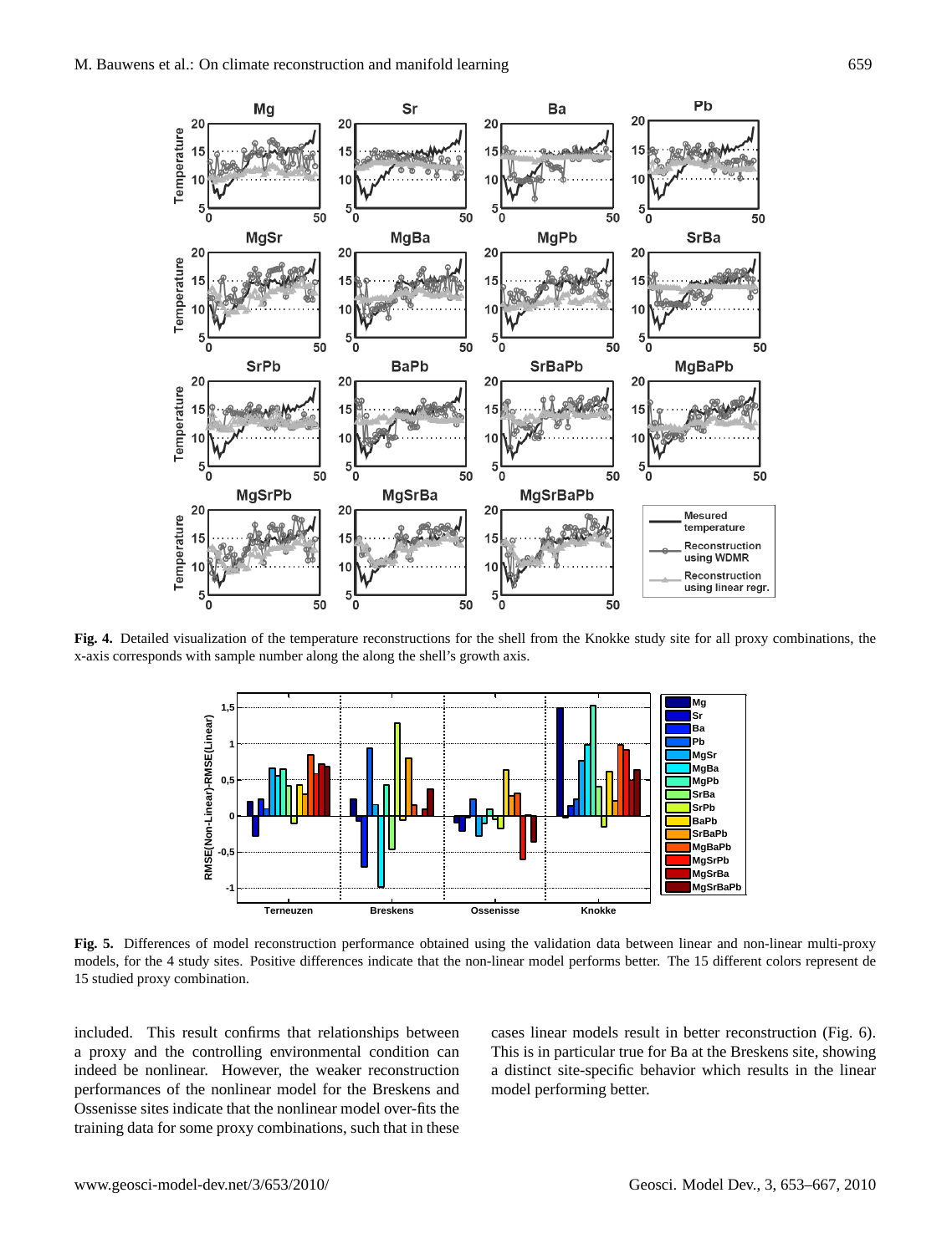Mg

Sr

Ba

Pb

MgSr

MgBa

MgPb

SrBa

SrPb

BaPb

SrBaPb

MgBaPb

MgSrPb

MgSrBa

MgSrBaPb

Temperature

20

15

10

5

0

50

Mesured temperature

Reconstruction using WDMR

Reconstruction using linear regr.

**Fig. 4.** Detailed visualization of the temperature reconstructions for the shell from the Knokke study site for all proxy combinations, the x-axis corresponds with sample number along the along the shell's growth axis.

RMSE(Non-Linear)-RMSE(Linear)

1,5

1

0,5

0

-0,5

-1

Terneuzen

Breskens

Ossenisse

Knokke

Mg

Sr

Ba

Pb

MgSr

MgBa

MgPb

SrBa

SrPb

BaPb

SrBaPb

MgBaPb

MgSrPb

MgSrBa

MgSrBaPb

**Fig. 5.** Differences of model reconstruction performance obtained using the validation data between linear and non-linear multi-proxy models, for the 4 study sites. Positive differences indicate that the non-linear model performs better. The 15 different colors represent de 15 studied proxy combination.

included. This result confirms that relationships between a proxy and the controlling environmental condition can indeed be nonlinear. However, the weaker reconstruction performances of the nonlinear model for the Breskens and Ossenisse sites indicate that the nonlinear model over-fits the training data for some proxy combinations, such that in these cases linear models result in better reconstruction (Fig. 6). This is in particular true for Ba at the Breskens site, showing a distinct site-specific behavior which results in the linear model performing better.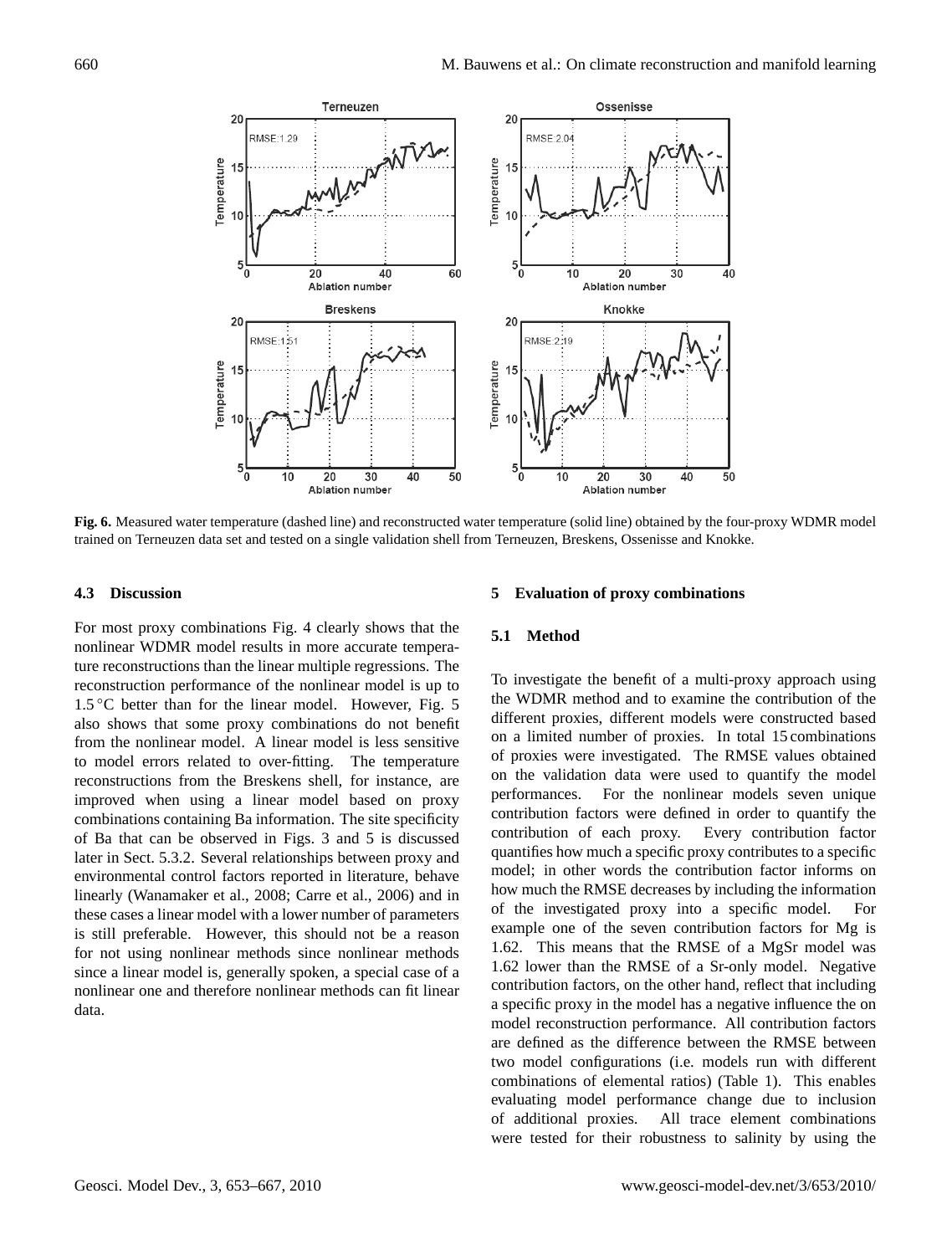Terneuzen

RMSE:1.29

Temperature

Ablation number

Ossenisse

RMSE:2.04

Temperature

Ablation number

Breskens

RMSE:1.51

Temperature

Ablation number

Knokke

RMSE:2.19

Temperature

Ablation number

**Fig. 6.** Measured water temperature (dashed line) and reconstructed water temperature (solid line) obtained by the four-proxy WDMR model trained on Terneuzen data set and tested on a single validation shell from Terneuzen, Breskens, Ossenisse and Knokke.

### 4.3 Discussion

For most proxy combinations Fig. 4 clearly shows that the nonlinear WDMR model results in more accurate temperature reconstructions than the linear multiple regressions. The reconstruction performance of the nonlinear model is up to 1.5 °C better than for the linear model. However, Fig. 5 also shows that some proxy combinations do not benefit from the nonlinear model. A linear model is less sensitive to model errors related to over-fitting. The temperature reconstructions from the Breskens shell, for instance, are improved when using a linear model based on proxy combinations containing Ba information. The site specificity of Ba that can be observed in Figs. 3 and 5 is discussed later in Sect. 5.3.2. Several relationships between proxy and environmental control factors reported in literature, behave linearly (Wanamaker et al., 2008; Carre et al., 2006) and in these cases a linear model with a lower number of parameters is still preferable. However, this should not be a reason for not using nonlinear methods since nonlinear methods since a linear model is, generally spoken, a special case of a nonlinear one and therefore nonlinear methods can fit linear data.

## 5 Evaluation of proxy combinations

### 5.1 Method

To investigate the benefit of a multi-proxy approach using the WDMR method and to examine the contribution of the different proxies, different models were constructed based on a limited number of proxies. In total 15 combinations of proxies were investigated. The RMSE values obtained on the validation data were used to quantify the model performances. For the nonlinear models seven unique contribution factors were defined in order to quantify the contribution of each proxy. Every contribution factor quantifies how much a specific proxy contributes to a specific model; in other words the contribution factor informs on how much the RMSE decreases by including the information of the investigated proxy into a specific model. For example one of the seven contribution factors for Mg is 1.62. This means that the RMSE of a MgSr model was 1.62 lower than the RMSE of a Sr-only model. Negative contribution factors, on the other hand, reflect that including a specific proxy in the model has a negative influence the on model reconstruction performance. All contribution factors are defined as the difference between the RMSE between two model configurations (i.e. models run with different combinations of elemental ratios) (Table 1). This enables evaluating model performance change due to inclusion of additional proxies. All trace element combinations were tested for their robustness to salinity by using the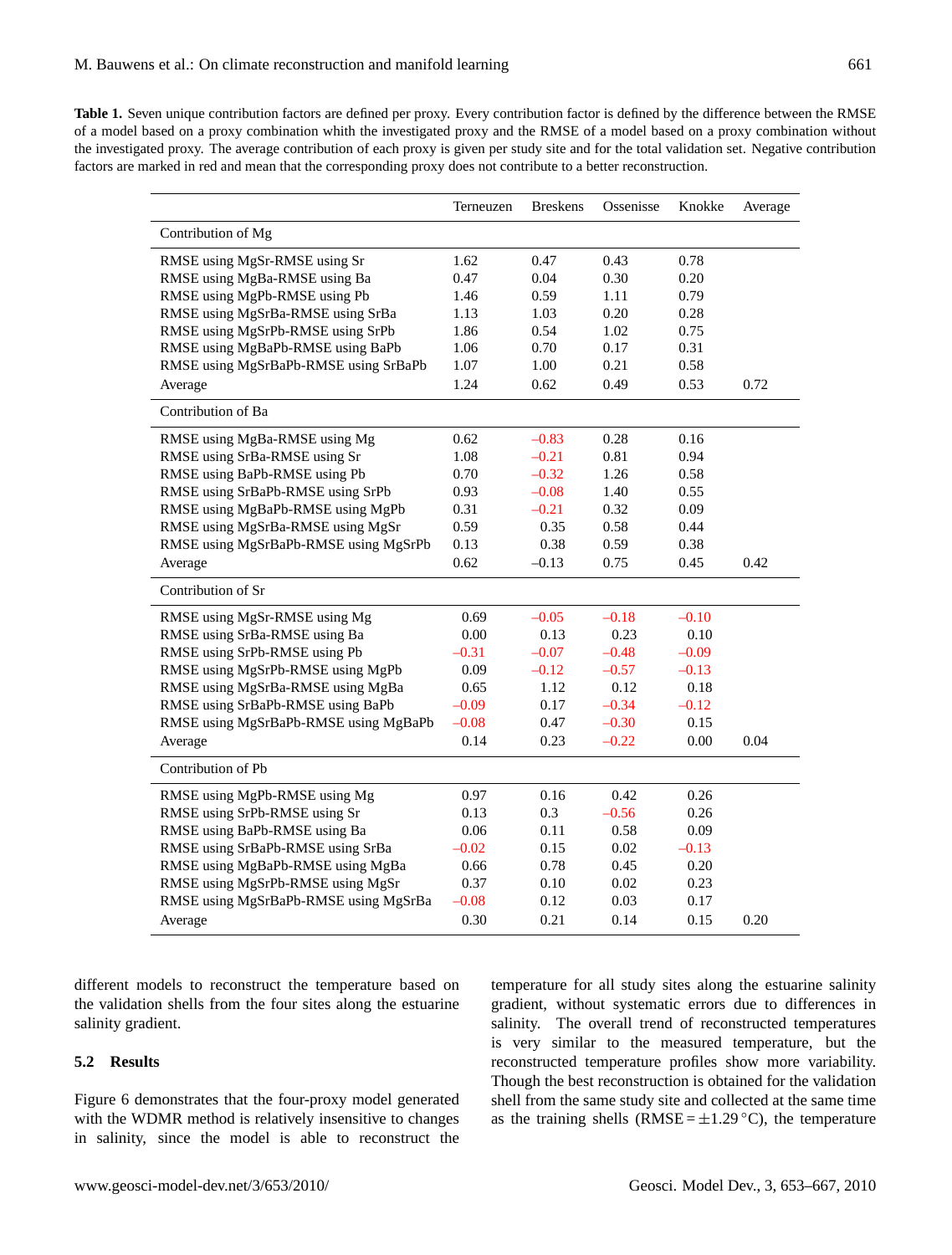**Table 1.** Seven unique contribution factors are defined per proxy. Every contribution factor is defined by the difference between the RMSE of a model based on a proxy combination whith the investigated proxy and the RMSE of a model based on a proxy combination without the investigated proxy. The average contribution of each proxy is given per study site and for the total validation set. Negative contribution factors are marked in red and mean that the corresponding proxy does not contribute to a better reconstruction.

| | Terneuzen | Breskens | Ossenisse | Knokke | Average |
|---|---|---|---|---|---|
| **Contribution of Mg** | | | | | |
| RMSE using MgSr-RMSE using Sr | 1.62 | 0.47 | 0.43 | 0.78 | |
| RMSE using MgBa-RMSE using Ba | 0.47 | 0.04 | 0.30 | 0.20 | |
| RMSE using MgPb-RMSE using Pb | 1.46 | 0.59 | 1.11 | 0.79 | |
| RMSE using MgSrBa-RMSE using SrBa | 1.13 | 1.03 | 0.20 | 0.28 | |
| RMSE using MgSrPb-RMSE using SrPb | 1.86 | 0.54 | 1.02 | 0.75 | |
| RMSE using MgBaPb-RMSE using BaPb | 1.06 | 0.70 | 0.17 | 0.31 | |
| RMSE using MgSrBaPb-RMSE using SrBaPb | 1.07 | 1.00 | 0.21 | 0.58 | |
| Average | 1.24 | 0.62 | 0.49 | 0.53 | 0.72 |
| **Contribution of Ba** | | | | | |
| RMSE using MgBa-RMSE using Mg | 0.62 | –0.83 | 0.28 | 0.16 | |
| RMSE using SrBa-RMSE using Sr | 1.08 | –0.21 | 0.81 | 0.94 | |
| RMSE using BaPb-RMSE using Pb | 0.70 | –0.32 | 1.26 | 0.58 | |
| RMSE using SrBaPb-RMSE using SrPb | 0.93 | –0.08 | 1.40 | 0.55 | |
| RMSE using MgBaPb-RMSE using MgPb | 0.31 | –0.21 | 0.32 | 0.09 | |
| RMSE using MgSrBa-RMSE using MgSr | 0.59 | 0.35 | 0.58 | 0.44 | |
| RMSE using MgSrBaPb-RMSE using MgSrPb | 0.13 | 0.38 | 0.59 | 0.38 | |
| Average | 0.62 | –0.13 | 0.75 | 0.45 | 0.42 |
| **Contribution of Sr** | | | | | |
| RMSE using MgSr-RMSE using Mg | 0.69 | –0.05 | –0.18 | –0.10 | |
| RMSE using SrBa-RMSE using Ba | 0.00 | 0.13 | 0.23 | 0.10 | |
| RMSE using SrPb-RMSE using Pb | –0.31 | –0.07 | –0.48 | –0.09 | |
| RMSE using MgSrPb-RMSE using MgPb | 0.09 | –0.12 | –0.57 | –0.13 | |
| RMSE using MgSrBa-RMSE using MgBa | 0.65 | 1.12 | 0.12 | 0.18 | |
| RMSE using SrBaPb-RMSE using BaPb | –0.09 | 0.17 | –0.34 | –0.12 | |
| RMSE using MgSrBaPb-RMSE using MgBaPb | –0.08 | 0.47 | –0.30 | 0.15 | |
| Average | 0.14 | 0.23 | –0.22 | 0.00 | 0.04 |
| **Contribution of Pb** | | | | | |
| RMSE using MgPb-RMSE using Mg | 0.97 | 0.16 | 0.42 | 0.26 | |
| RMSE using SrPb-RMSE using Sr | 0.13 | 0.3 | –0.56 | 0.26 | |
| RMSE using BaPb-RMSE using Ba | 0.06 | 0.11 | 0.58 | 0.09 | |
| RMSE using SrBaPb-RMSE using SrBa | –0.02 | 0.15 | 0.02 | –0.13 | |
| RMSE using MgBaPb-RMSE using MgBa | 0.66 | 0.78 | 0.45 | 0.20 | |
| RMSE using MgSrPb-RMSE using MgSr | 0.37 | 0.10 | 0.02 | 0.23 | |
| RMSE using MgSrBaPb-RMSE using MgSrBa | –0.08 | 0.12 | 0.03 | 0.17 | |
| Average | 0.30 | 0.21 | 0.14 | 0.15 | 0.20 |

different models to reconstruct the temperature based on the validation shells from the four sites along the estuarine salinity gradient.

### 5.2 Results

Figure 6 demonstrates that the four-proxy model generated with the WDMR method is relatively insensitive to changes in salinity, since the model is able to reconstruct the temperature for all study sites along the estuarine salinity gradient, without systematic errors due to differences in salinity. The overall trend of reconstructed temperatures is very similar to the measured temperature, but the reconstructed temperature profiles show more variability. Though the best reconstruction is obtained for the validation shell from the same study site and collected at the same time as the training shells (RMSE = ±1.29 °C), the temperature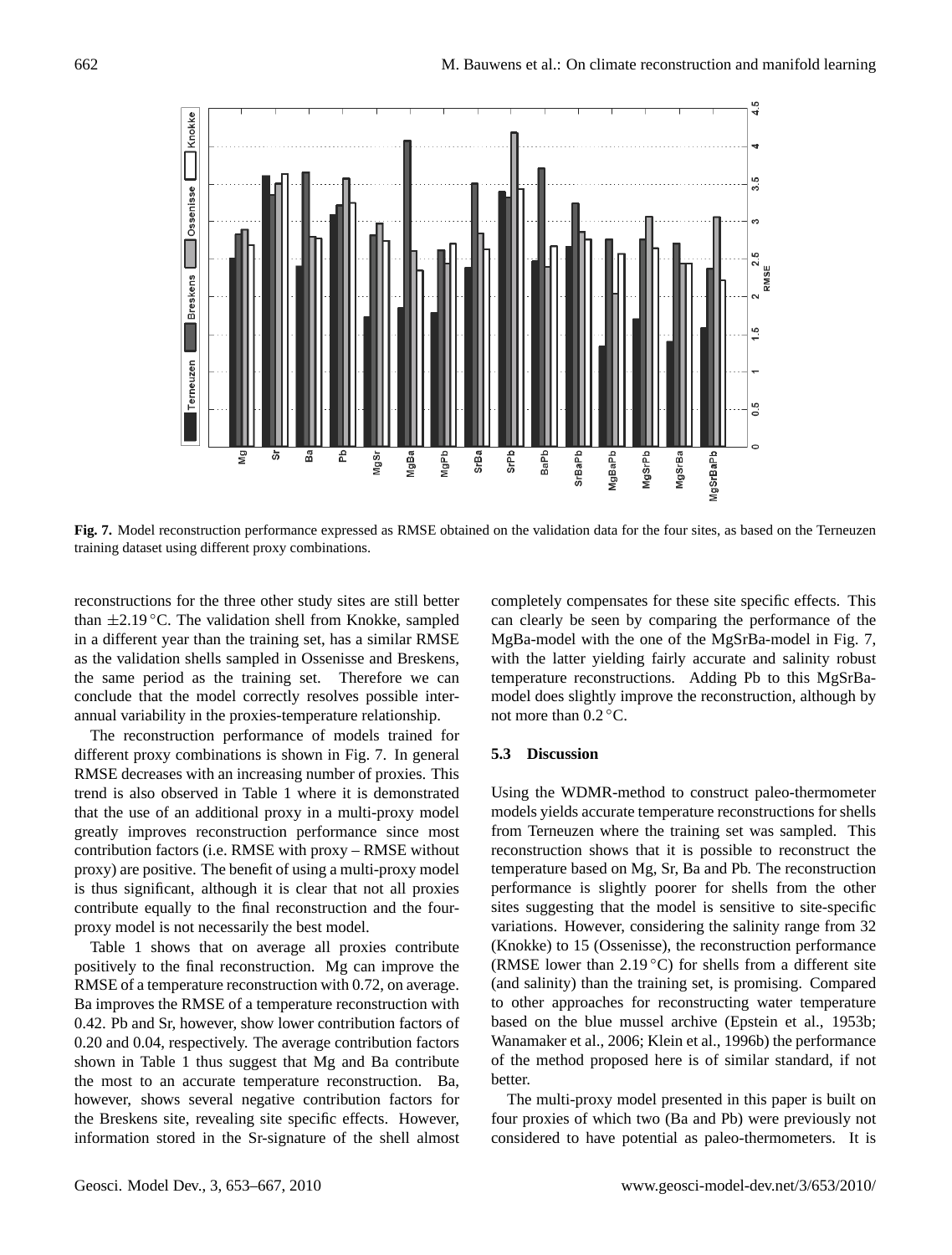Terneuzen
Breskens
Ossenisse
Knokke

RMSE

0
0.5
1
1.5
2
2.5
3
3.5
4
4.5

Mg
Sr
Ba
Pb
MgSr
MgBa
MgPb
SrBa
SrPb
BaPb
SrBaPb
MgBaPb
MgSrPb
MgSrBa
MgSrBaPb

**Fig. 7.** Model reconstruction performance expressed as RMSE obtained on the validation data for the four sites, as based on the Terneuzen training dataset using different proxy combinations.

reconstructions for the three other study sites are still better than $\pm 2.19\,^{\circ}\mathrm{C}$. The validation shell from Knokke, sampled in a different year than the training set, has a similar RMSE as the validation shells sampled in Ossenisse and Breskens, the same period as the training set. Therefore we can conclude that the model correctly resolves possible inter-annual variability in the proxies-temperature relationship.

The reconstruction performance of models trained for different proxy combinations is shown in Fig. 7. In general RMSE decreases with an increasing number of proxies. This trend is also observed in Table 1 where it is demonstrated that the use of an additional proxy in a multi-proxy model greatly improves reconstruction performance since most contribution factors (i.e. RMSE with proxy – RMSE without proxy) are positive. The benefit of using a multi-proxy model is thus significant, although it is clear that not all proxies contribute equally to the final reconstruction and the four-proxy model is not necessarily the best model.

Table 1 shows that on average all proxies contribute positively to the final reconstruction. Mg can improve the RMSE of a temperature reconstruction with 0.72, on average. Ba improves the RMSE of a temperature reconstruction with 0.42. Pb and Sr, however, show lower contribution factors of 0.20 and 0.04, respectively. The average contribution factors shown in Table 1 thus suggest that Mg and Ba contribute the most to an accurate temperature reconstruction. Ba, however, shows several negative contribution factors for the Breskens site, revealing site specific effects. However, information stored in the Sr-signature of the shell almost completely compensates for these site specific effects. This can clearly be seen by comparing the performance of the MgBa-model with the one of the MgSrBa-model in Fig. 7, with the latter yielding fairly accurate and salinity robust temperature reconstructions. Adding Pb to this MgSrBa-model does slightly improve the reconstruction, although by not more than $0.2\,^{\circ}\mathrm{C}$.

### 5.3 Discussion

Using the WDMR-method to construct paleo-thermometer models yields accurate temperature reconstructions for shells from Terneuzen where the training set was sampled. This reconstruction shows that it is possible to reconstruct the temperature based on Mg, Sr, Ba and Pb. The reconstruction performance is slightly poorer for shells from the other sites suggesting that the model is sensitive to site-specific variations. However, considering the salinity range from 32 (Knokke) to 15 (Ossenisse), the reconstruction performance (RMSE lower than $2.19\,^{\circ}\mathrm{C}$) for shells from a different site (and salinity) than the training set, is promising. Compared to other approaches for reconstructing water temperature based on the blue mussel archive (Epstein et al., 1953b; Wanamaker et al., 2006; Klein et al., 1996b) the performance of the method proposed here is of similar standard, if not better.

The multi-proxy model presented in this paper is built on four proxies of which two (Ba and Pb) were previously not considered to have potential as paleo-thermometers. It is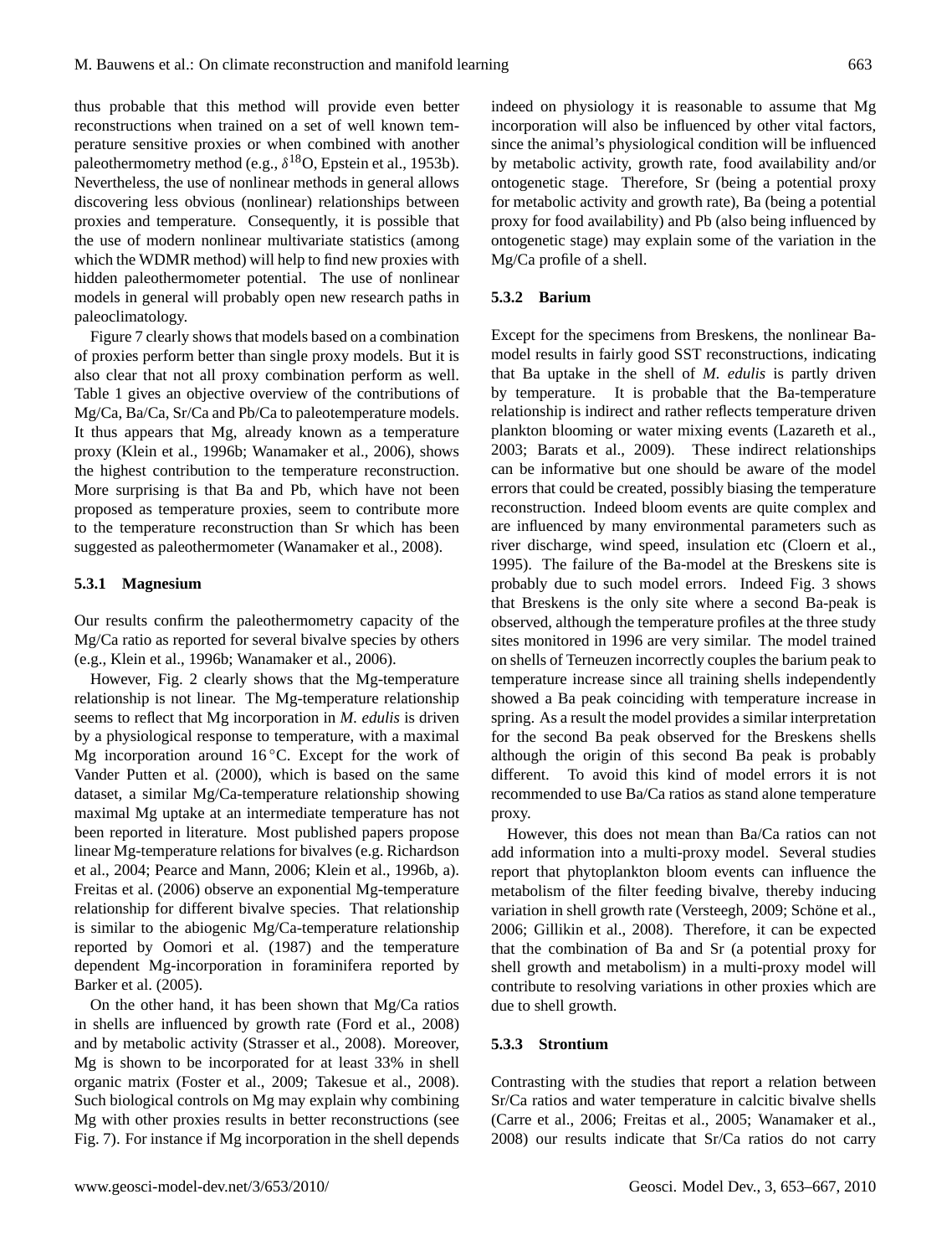thus probable that this method will provide even better reconstructions when trained on a set of well known temperature sensitive proxies or when combined with another paleothermometry method (e.g., $\delta^{18}$O, Epstein et al., 1953b). Nevertheless, the use of nonlinear methods in general allows discovering less obvious (nonlinear) relationships between proxies and temperature. Consequently, it is possible that the use of modern nonlinear multivariate statistics (among which the WDMR method) will help to find new proxies with hidden paleothermometer potential. The use of nonlinear models in general will probably open new research paths in paleoclimatology.

Figure 7 clearly shows that models based on a combination of proxies perform better than single proxy models. But it is also clear that not all proxy combination perform as well. Table 1 gives an objective overview of the contributions of Mg/Ca, Ba/Ca, Sr/Ca and Pb/Ca to paleotemperature models. It thus appears that Mg, already known as a temperature proxy (Klein et al., 1996b; Wanamaker et al., 2006), shows the highest contribution to the temperature reconstruction. More surprising is that Ba and Pb, which have not been proposed as temperature proxies, seem to contribute more to the temperature reconstruction than Sr which has been suggested as paleothermometer (Wanamaker et al., 2008).

#### 5.3.1 Magnesium

Our results confirm the paleothermometry capacity of the Mg/Ca ratio as reported for several bivalve species by others (e.g., Klein et al., 1996b; Wanamaker et al., 2006).

However, Fig. 2 clearly shows that the Mg-temperature relationship is not linear. The Mg-temperature relationship seems to reflect that Mg incorporation in *M. edulis* is driven by a physiological response to temperature, with a maximal Mg incorporation around 16 °C. Except for the work of Vander Putten et al. (2000), which is based on the same dataset, a similar Mg/Ca-temperature relationship showing maximal Mg uptake at an intermediate temperature has not been reported in literature. Most published papers propose linear Mg-temperature relations for bivalves (e.g. Richardson et al., 2004; Pearce and Mann, 2006; Klein et al., 1996b, a). Freitas et al. (2006) observe an exponential Mg-temperature relationship for different bivalve species. That relationship is similar to the abiogenic Mg/Ca-temperature relationship reported by Oomori et al. (1987) and the temperature dependent Mg-incorporation in foraminifera reported by Barker et al. (2005).

On the other hand, it has been shown that Mg/Ca ratios in shells are influenced by growth rate (Ford et al., 2008) and by metabolic activity (Strasser et al., 2008). Moreover, Mg is shown to be incorporated for at least 33% in shell organic matrix (Foster et al., 2009; Takesue et al., 2008). Such biological controls on Mg may explain why combining Mg with other proxies results in better reconstructions (see Fig. 7). For instance if Mg incorporation in the shell depends indeed on physiology it is reasonable to assume that Mg incorporation will also be influenced by other vital factors, since the animal's physiological condition will be influenced by metabolic activity, growth rate, food availability and/or ontogenetic stage. Therefore, Sr (being a potential proxy for metabolic activity and growth rate), Ba (being a potential proxy for food availability) and Pb (also being influenced by ontogenetic stage) may explain some of the variation in the Mg/Ca profile of a shell.

#### 5.3.2 Barium

Except for the specimens from Breskens, the nonlinear Ba-model results in fairly good SST reconstructions, indicating that Ba uptake in the shell of *M. edulis* is partly driven by temperature. It is probable that the Ba-temperature relationship is indirect and rather reflects temperature driven plankton blooming or water mixing events (Lazareth et al., 2003; Barats et al., 2009). These indirect relationships can be informative but one should be aware of the model errors that could be created, possibly biasing the temperature reconstruction. Indeed bloom events are quite complex and are influenced by many environmental parameters such as river discharge, wind speed, insulation etc (Cloern et al., 1995). The failure of the Ba-model at the Breskens site is probably due to such model errors. Indeed Fig. 3 shows that Breskens is the only site where a second Ba-peak is observed, although the temperature profiles at the three study sites monitored in 1996 are very similar. The model trained on shells of Terneuzen incorrectly couples the barium peak to temperature increase since all training shells independently showed a Ba peak coinciding with temperature increase in spring. As a result the model provides a similar interpretation for the second Ba peak observed for the Breskens shells although the origin of this second Ba peak is probably different. To avoid this kind of model errors it is not recommended to use Ba/Ca ratios as stand alone temperature proxy.

However, this does not mean than Ba/Ca ratios can not add information into a multi-proxy model. Several studies report that phytoplankton bloom events can influence the metabolism of the filter feeding bivalve, thereby inducing variation in shell growth rate (Versteegh, 2009; Schöne et al., 2006; Gillikin et al., 2008). Therefore, it can be expected that the combination of Ba and Sr (a potential proxy for shell growth and metabolism) in a multi-proxy model will contribute to resolving variations in other proxies which are due to shell growth.

#### 5.3.3 Strontium

Contrasting with the studies that report a relation between Sr/Ca ratios and water temperature in calcitic bivalve shells (Carre et al., 2006; Freitas et al., 2005; Wanamaker et al., 2008) our results indicate that Sr/Ca ratios do not carry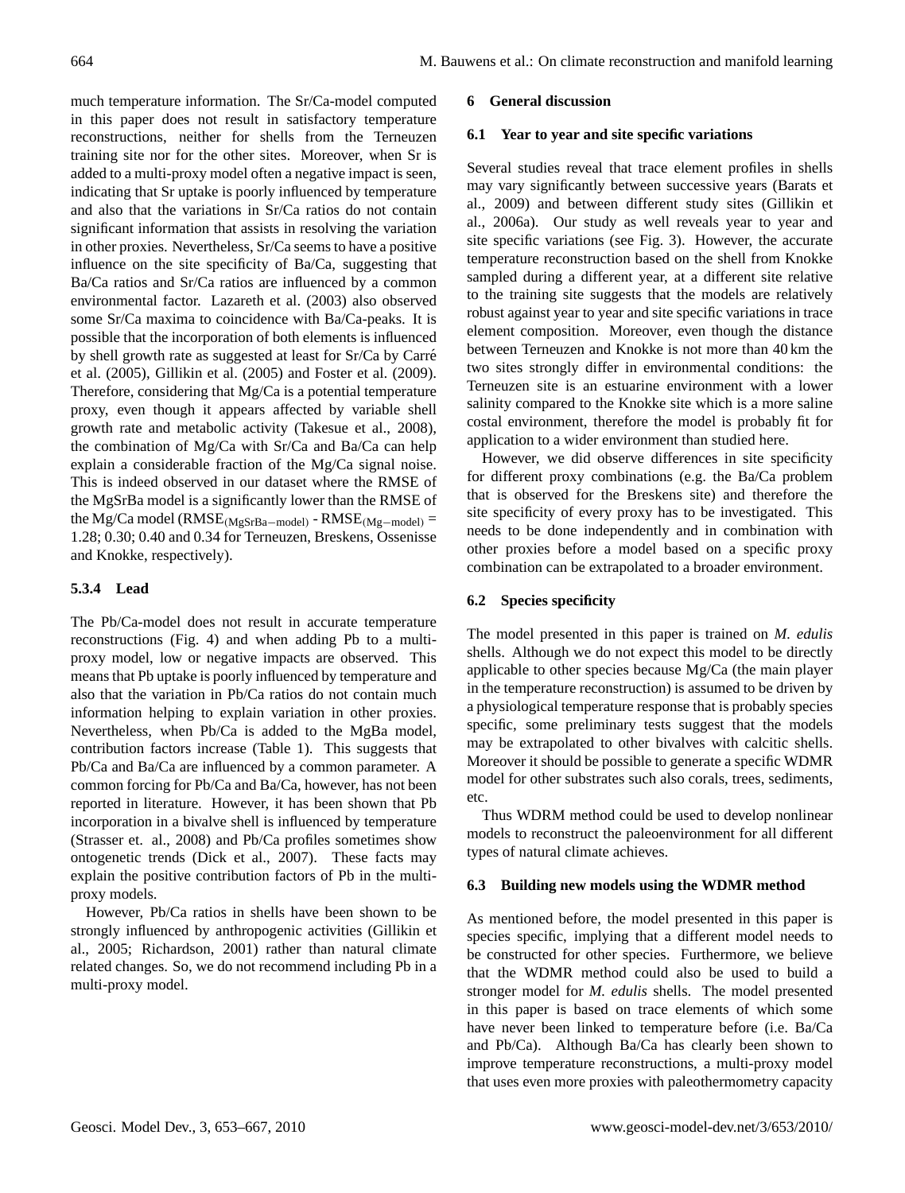much temperature information. The Sr/Ca-model computed in this paper does not result in satisfactory temperature reconstructions, neither for shells from the Terneuzen training site nor for the other sites. Moreover, when Sr is added to a multi-proxy model often a negative impact is seen, indicating that Sr uptake is poorly influenced by temperature and also that the variations in Sr/Ca ratios do not contain significant information that assists in resolving the variation in other proxies. Nevertheless, Sr/Ca seems to have a positive influence on the site specificity of Ba/Ca, suggesting that Ba/Ca ratios and Sr/Ca ratios are influenced by a common environmental factor. Lazareth et al. (2003) also observed some Sr/Ca maxima to coincidence with Ba/Ca-peaks. It is possible that the incorporation of both elements is influenced by shell growth rate as suggested at least for Sr/Ca by Carré et al. (2005), Gillikin et al. (2005) and Foster et al. (2009). Therefore, considering that Mg/Ca is a potential temperature proxy, even though it appears affected by variable shell growth rate and metabolic activity (Takesue et al., 2008), the combination of Mg/Ca with Sr/Ca and Ba/Ca can help explain a considerable fraction of the Mg/Ca signal noise. This is indeed observed in our dataset where the RMSE of the MgSrBa model is a significantly lower than the RMSE of the Mg/Ca model ($RMSE_{(MgSrBa-model)}$ - $RMSE_{(Mg-model)}$ = 1.28; 0.30; 0.40 and 0.34 for Terneuzen, Breskens, Ossenisse and Knokke, respectively).

#### 5.3.4 Lead

The Pb/Ca-model does not result in accurate temperature reconstructions (Fig. 4) and when adding Pb to a multi-proxy model, low or negative impacts are observed. This means that Pb uptake is poorly influenced by temperature and also that the variation in Pb/Ca ratios do not contain much information helping to explain variation in other proxies. Nevertheless, when Pb/Ca is added to the MgBa model, contribution factors increase (Table 1). This suggests that Pb/Ca and Ba/Ca are influenced by a common parameter. A common forcing for Pb/Ca and Ba/Ca, however, has not been reported in literature. However, it has been shown that Pb incorporation in a bivalve shell is influenced by temperature (Strasser et. al., 2008) and Pb/Ca profiles sometimes show ontogenetic trends (Dick et al., 2007). These facts may explain the positive contribution factors of Pb in the multi-proxy models.

However, Pb/Ca ratios in shells have been shown to be strongly influenced by anthropogenic activities (Gillikin et al., 2005; Richardson, 2001) rather than natural climate related changes. So, we do not recommend including Pb in a multi-proxy model.

## 6 General discussion

### 6.1 Year to year and site specific variations

Several studies reveal that trace element profiles in shells may vary significantly between successive years (Barats et al., 2009) and between different study sites (Gillikin et al., 2006a). Our study as well reveals year to year and site specific variations (see Fig. 3). However, the accurate temperature reconstruction based on the shell from Knokke sampled during a different year, at a different site relative to the training site suggests that the models are relatively robust against year to year and site specific variations in trace element composition. Moreover, even though the distance between Terneuzen and Knokke is not more than 40 km the two sites strongly differ in environmental conditions: the Terneuzen site is an estuarine environment with a lower salinity compared to the Knokke site which is a more saline costal environment, therefore the model is probably fit for application to a wider environment than studied here.

However, we did observe differences in site specificity for different proxy combinations (e.g. the Ba/Ca problem that is observed for the Breskens site) and therefore the site specificity of every proxy has to be investigated. This needs to be done independently and in combination with other proxies before a model based on a specific proxy combination can be extrapolated to a broader environment.

### 6.2 Species specificity

The model presented in this paper is trained on *M. edulis* shells. Although we do not expect this model to be directly applicable to other species because Mg/Ca (the main player in the temperature reconstruction) is assumed to be driven by a physiological temperature response that is probably species specific, some preliminary tests suggest that the models may be extrapolated to other bivalves with calcitic shells. Moreover it should be possible to generate a specific WDMR model for other substrates such also corals, trees, sediments, etc.

Thus WDRM method could be used to develop nonlinear models to reconstruct the paleoenvironment for all different types of natural climate achieves.

### 6.3 Building new models using the WDMR method

As mentioned before, the model presented in this paper is species specific, implying that a different model needs to be constructed for other species. Furthermore, we believe that the WDMR method could also be used to build a stronger model for *M. edulis* shells. The model presented in this paper is based on trace elements of which some have never been linked to temperature before (i.e. Ba/Ca and Pb/Ca). Although Ba/Ca has clearly been shown to improve temperature reconstructions, a multi-proxy model that uses even more proxies with paleothermometry capacity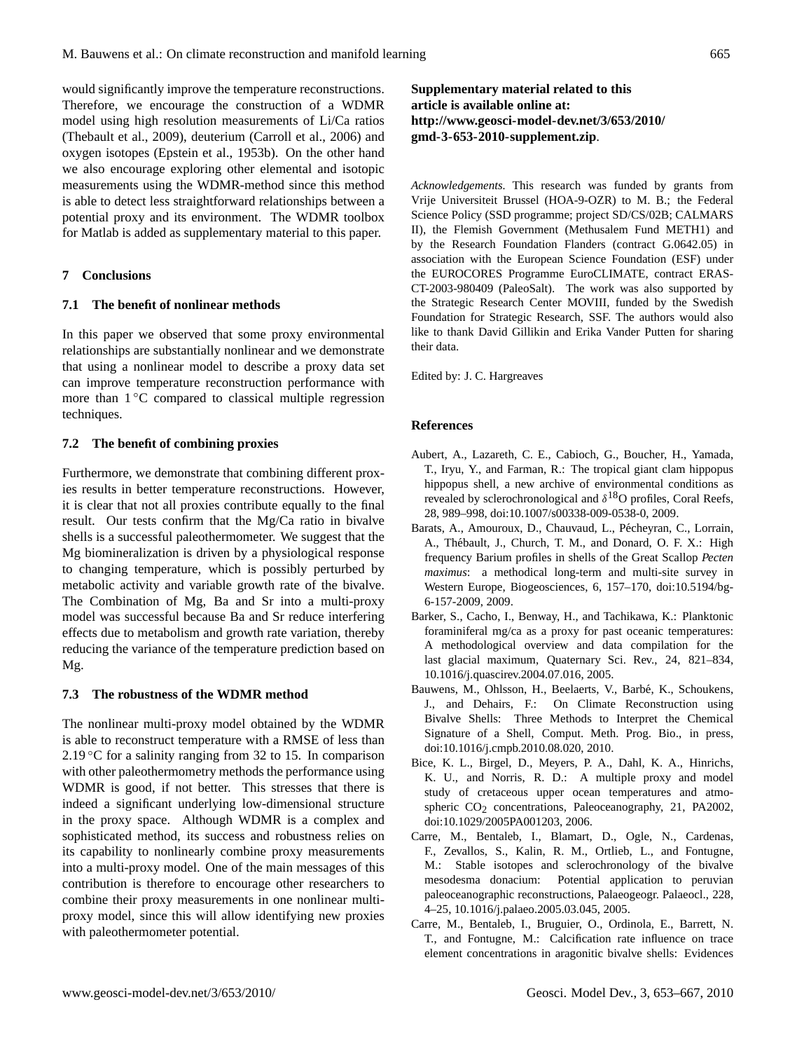would significantly improve the temperature reconstructions. Therefore, we encourage the construction of a WDMR model using high resolution measurements of Li/Ca ratios (Thebault et al., 2009), deuterium (Carroll et al., 2006) and oxygen isotopes (Epstein et al., 1953b). On the other hand we also encourage exploring other elemental and isotopic measurements using the WDMR-method since this method is able to detect less straightforward relationships between a potential proxy and its environment. The WDMR toolbox for Matlab is added as supplementary material to this paper.

## 7 Conclusions

### 7.1 The benefit of nonlinear methods

In this paper we observed that some proxy environmental relationships are substantially nonlinear and we demonstrate that using a nonlinear model to describe a proxy data set can improve temperature reconstruction performance with more than 1 °C compared to classical multiple regression techniques.

### 7.2 The benefit of combining proxies

Furthermore, we demonstrate that combining different proxies results in better temperature reconstructions. However, it is clear that not all proxies contribute equally to the final result. Our tests confirm that the Mg/Ca ratio in bivalve shells is a successful paleothermometer. We suggest that the Mg biomineralization is driven by a physiological response to changing temperature, which is possibly perturbed by metabolic activity and variable growth rate of the bivalve. The Combination of Mg, Ba and Sr into a multi-proxy model was successful because Ba and Sr reduce interfering effects due to metabolism and growth rate variation, thereby reducing the variance of the temperature prediction based on Mg.

### 7.3 The robustness of the WDMR method

The nonlinear multi-proxy model obtained by the WDMR is able to reconstruct temperature with a RMSE of less than 2.19 °C for a salinity ranging from 32 to 15. In comparison with other paleothermometry methods the performance using WDMR is good, if not better. This stresses that there is indeed a significant underlying low-dimensional structure in the proxy space. Although WDMR is a complex and sophisticated method, its success and robustness relies on its capability to nonlinearly combine proxy measurements into a multi-proxy model. One of the main messages of this contribution is therefore to encourage other researchers to combine their proxy measurements in one nonlinear multi-proxy model, since this will allow identifying new proxies with paleothermometer potential.

**Supplementary material related to this article is available online at: http://www.geosci-model-dev.net/3/653/2010/gmd-3-653-2010-supplement.zip.**

*Acknowledgements.* This research was funded by grants from Vrije Universiteit Brussel (HOA-9-OZR) to M. B.; the Federal Science Policy (SSD programme; project SD/CS/02B; CALMARS II), the Flemish Government (Methusalem Fund METH1) and by the Research Foundation Flanders (contract G.0642.05) in association with the European Science Foundation (ESF) under the EUROCORES Programme EuroCLIMATE, contract ERAS-CT-2003-980409 (PaleoSalt). The work was also supported by the Strategic Research Center MOVIII, funded by the Swedish Foundation for Strategic Research, SSF. The authors would also like to thank David Gillikin and Erika Vander Putten for sharing their data.

Edited by: J. C. Hargreaves

## References

Aubert, A., Lazareth, C. E., Cabioch, G., Boucher, H., Yamada, T., Iryu, Y., and Farman, R.: The tropical giant clam hippopus hippopus shell, a new archive of environmental conditions as revealed by sclerochronological and $\delta^{18}$O profiles, Coral Reefs, 28, 989–998, doi:10.1007/s00338-009-0538-0, 2009.

Barats, A., Amouroux, D., Chauvaud, L., Pécheyran, C., Lorrain, A., Thébault, J., Church, T. M., and Donard, O. F. X.: High frequency Barium profiles in shells of the Great Scallop *Pecten maximus*: a methodical long-term and multi-site survey in Western Europe, Biogeosciences, 6, 157–170, doi:10.5194/bg-6-157-2009, 2009.

Barker, S., Cacho, I., Benway, H., and Tachikawa, K.: Planktonic foraminiferal mg/ca as a proxy for past oceanic temperatures: A methodological overview and data compilation for the last glacial maximum, Quaternary Sci. Rev., 24, 821–834, 10.1016/j.quascirev.2004.07.016, 2005.

Bauwens, M., Ohlsson, H., Beelaerts, V., Barbé, K., Schoukens, J., and Dehairs, F.: On Climate Reconstruction using Bivalve Shells: Three Methods to Interpret the Chemical Signature of a Shell, Comput. Meth. Prog. Bio., in press, doi:10.1016/j.cmpb.2010.08.020, 2010.

Bice, K. L., Birgel, D., Meyers, P. A., Dahl, K. A., Hinrichs, K. U., and Norris, R. D.: A multiple proxy and model study of cretaceous upper ocean temperatures and atmospheric $CO_2$ concentrations, Paleoceanography, 21, PA2002, doi:10.1029/2005PA001203, 2006.

Carre, M., Bentaleb, I., Blamart, D., Ogle, N., Cardenas, F., Zevallos, S., Kalin, R. M., Ortlieb, L., and Fontugne, M.: Stable isotopes and sclerochronology of the bivalve mesodesma donacium: Potential application to peruvian paleoceanographic reconstructions, Palaeogeogr. Palaeocl., 228, 4–25, 10.1016/j.palaeo.2005.03.045, 2005.

Carre, M., Bentaleb, I., Bruguier, O., Ordinola, E., Barrett, N. T., and Fontugne, M.: Calcification rate influence on trace element concentrations in aragonitic bivalve shells: Evidences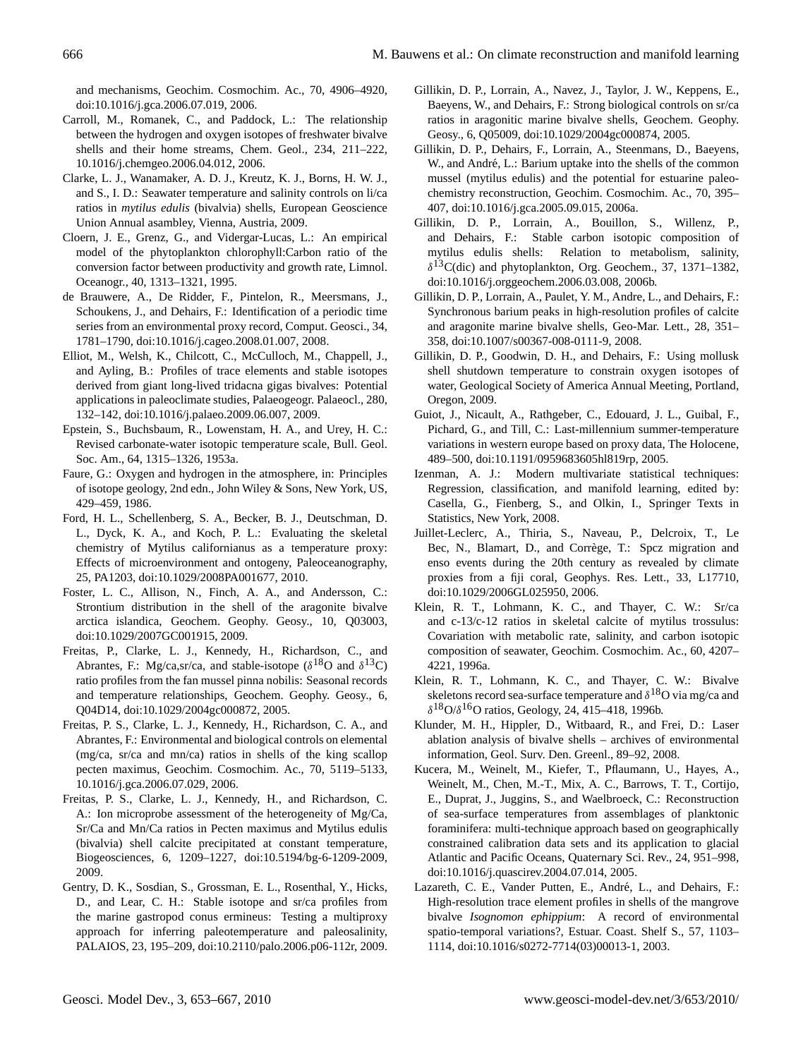and mechanisms, Geochim. Cosmochim. Ac., 70, 4906–4920, doi:10.1016/j.gca.2006.07.019, 2006.

Carroll, M., Romanek, C., and Paddock, L.: The relationship between the hydrogen and oxygen isotopes of freshwater bivalve shells and their home streams, Chem. Geol., 234, 211–222, 10.1016/j.chemgeo.2006.04.012, 2006.

Clarke, L. J., Wanamaker, A. D. J., Kreutz, K. J., Borns, H. W. J., and S., I. D.: Seawater temperature and salinity controls on li/ca ratios in *mytilus edulis* (bivalvia) shells, European Geoscience Union Annual asambley, Vienna, Austria, 2009.

Cloern, J. E., Grenz, G., and Vidergar-Lucas, L.: An empirical model of the phytoplankton chlorophyll:Carbon ratio of the conversion factor between productivity and growth rate, Limnol. Oceanogr., 40, 1313–1321, 1995.

de Brauwere, A., De Ridder, F., Pintelon, R., Meersmans, J., Schoukens, J., and Dehairs, F.: Identification of a periodic time series from an environmental proxy record, Comput. Geosci., 34, 1781–1790, doi:10.1016/j.cageo.2008.01.007, 2008.

Elliot, M., Welsh, K., Chilcott, C., McCulloch, M., Chappell, J., and Ayling, B.: Profiles of trace elements and stable isotopes derived from giant long-lived tridacna gigas bivalves: Potential applications in paleoclimate studies, Palaeogeogr. Palaeocl., 280, 132–142, doi:10.1016/j.palaeo.2009.06.007, 2009.

Epstein, S., Buchsbaum, R., Lowenstam, H. A., and Urey, H. C.: Revised carbonate-water isotopic temperature scale, Bull. Geol. Soc. Am., 64, 1315–1326, 1953a.

Faure, G.: Oxygen and hydrogen in the atmosphere, in: Principles of isotope geology, 2nd edn., John Wiley & Sons, New York, US, 429–459, 1986.

Ford, H. L., Schellenberg, S. A., Becker, B. J., Deutschman, D. L., Dyck, K. A., and Koch, P. L.: Evaluating the skeletal chemistry of Mytilus californianus as a temperature proxy: Effects of microenvironment and ontogeny, Paleoceanography, 25, PA1203, doi:10.1029/2008PA001677, 2010.

Foster, L. C., Allison, N., Finch, A. A., and Andersson, C.: Strontium distribution in the shell of the aragonite bivalve arctica islandica, Geochem. Geophy. Geosy., 10, Q03003, doi:10.1029/2007GC001915, 2009.

Freitas, P., Clarke, L. J., Kennedy, H., Richardson, C., and Abrantes, F.: Mg/ca,sr/ca, and stable-isotope ($\delta^{18}$O and $\delta^{13}$C) ratio profiles from the fan mussel pinna nobilis: Seasonal records and temperature relationships, Geochem. Geophy. Geosy., 6, Q04D14, doi:10.1029/2004gc000872, 2005.

Freitas, P. S., Clarke, L. J., Kennedy, H., Richardson, C. A., and Abrantes, F.: Environmental and biological controls on elemental (mg/ca, sr/ca and mn/ca) ratios in shells of the king scallop pecten maximus, Geochim. Cosmochim. Ac., 70, 5119–5133, 10.1016/j.gca.2006.07.029, 2006.

Freitas, P. S., Clarke, L. J., Kennedy, H., and Richardson, C. A.: Ion microprobe assessment of the heterogeneity of Mg/Ca, Sr/Ca and Mn/Ca ratios in Pecten maximus and Mytilus edulis (bivalvia) shell calcite precipitated at constant temperature, Biogeosciences, 6, 1209–1227, doi:10.5194/bg-6-1209-2009, 2009.

Gentry, D. K., Sosdian, S., Grossman, E. L., Rosenthal, Y., Hicks, D., and Lear, C. H.: Stable isotope and sr/ca profiles from the marine gastropod conus ermineus: Testing a multiproxy approach for inferring paleotemperature and paleosalinity, PALAIOS, 23, 195–209, doi:10.2110/palo.2006.p06-112r, 2009.

Gillikin, D. P., Lorrain, A., Navez, J., Taylor, J. W., Keppens, E., Baeyens, W., and Dehairs, F.: Strong biological controls on sr/ca ratios in aragonitic marine bivalve shells, Geochem. Geophy. Geosy., 6, Q05009, doi:10.1029/2004gc000874, 2005.

Gillikin, D. P., Dehairs, F., Lorrain, A., Steenmans, D., Baeyens, W., and André, L.: Barium uptake into the shells of the common mussel (mytilus edulis) and the potential for estuarine paleo-chemistry reconstruction, Geochim. Cosmochim. Ac., 70, 395–407, doi:10.1016/j.gca.2005.09.015, 2006a.

Gillikin, D. P., Lorrain, A., Bouillon, S., Willenz, P., and Dehairs, F.: Stable carbon isotopic composition of mytilus edulis shells: Relation to metabolism, salinity, $\delta^{13}$C(dic) and phytoplankton, Org. Geochem., 37, 1371–1382, doi:10.1016/j.orggeochem.2006.03.008, 2006b.

Gillikin, D. P., Lorrain, A., Paulet, Y. M., Andre, L., and Dehairs, F.: Synchronous barium peaks in high-resolution profiles of calcite and aragonite marine bivalve shells, Geo-Mar. Lett., 28, 351–358, doi:10.1007/s00367-008-0111-9, 2008.

Gillikin, D. P., Goodwin, D. H., and Dehairs, F.: Using mollusk shell shutdown temperature to constrain oxygen isotopes of water, Geological Society of America Annual Meeting, Portland, Oregon, 2009.

Guiot, J., Nicault, A., Rathgeber, C., Edouard, J. L., Guibal, F., Pichard, G., and Till, C.: Last-millennium summer-temperature variations in western europe based on proxy data, The Holocene, 489–500, doi:10.1191/0959683605hl819rp, 2005.

Izenman, A. J.: Modern multivariate statistical techniques: Regression, classification, and manifold learning, edited by: Casella, G., Fienberg, S., and Olkin, I., Springer Texts in Statistics, New York, 2008.

Juillet-Leclerc, A., Thiria, S., Naveau, P., Delcroix, T., Le Bec, N., Blamart, D., and Corrège, T.: Spcz migration and enso events during the 20th century as revealed by climate proxies from a fiji coral, Geophys. Res. Lett., 33, L17710, doi:10.1029/2006GL025950, 2006.

Klein, R. T., Lohmann, K. C., and Thayer, C. W.: Sr/ca and c-13/c-12 ratios in skeletal calcite of mytilus trossulus: Covariation with metabolic rate, salinity, and carbon isotopic composition of seawater, Geochim. Cosmochim. Ac., 60, 4207–4221, 1996a.

Klein, R. T., Lohmann, K. C., and Thayer, C. W.: Bivalve skeletons record sea-surface temperature and $\delta^{18}$O via mg/ca and $\delta^{18}$O/$\delta^{16}$O ratios, Geology, 24, 415–418, 1996b.

Klunder, M. H., Hippler, D., Witbaard, R., and Frei, D.: Laser ablation analysis of bivalve shells – archives of environmental information, Geol. Surv. Den. Greenl., 89–92, 2008.

Kucera, M., Weinelt, M., Kiefer, T., Pflaumann, U., Hayes, A., Weinelt, M., Chen, M.-T., Mix, A. C., Barrows, T. T., Cortijo, E., Duprat, J., Juggins, S., and Waelbroeck, C.: Reconstruction of sea-surface temperatures from assemblages of planktonic foraminifera: multi-technique approach based on geographically constrained calibration data sets and its application to glacial Atlantic and Pacific Oceans, Quaternary Sci. Rev., 24, 951–998, doi:10.1016/j.quascirev.2004.07.014, 2005.

Lazareth, C. E., Vander Putten, E., André, L., and Dehairs, F.: High-resolution trace element profiles in shells of the mangrove bivalve *Isognomon ephippium*: A record of environmental spatio-temporal variations?, Estuar. Coast. Shelf S., 57, 1103–1114, doi:10.1016/s0272-7714(03)00013-1, 2003.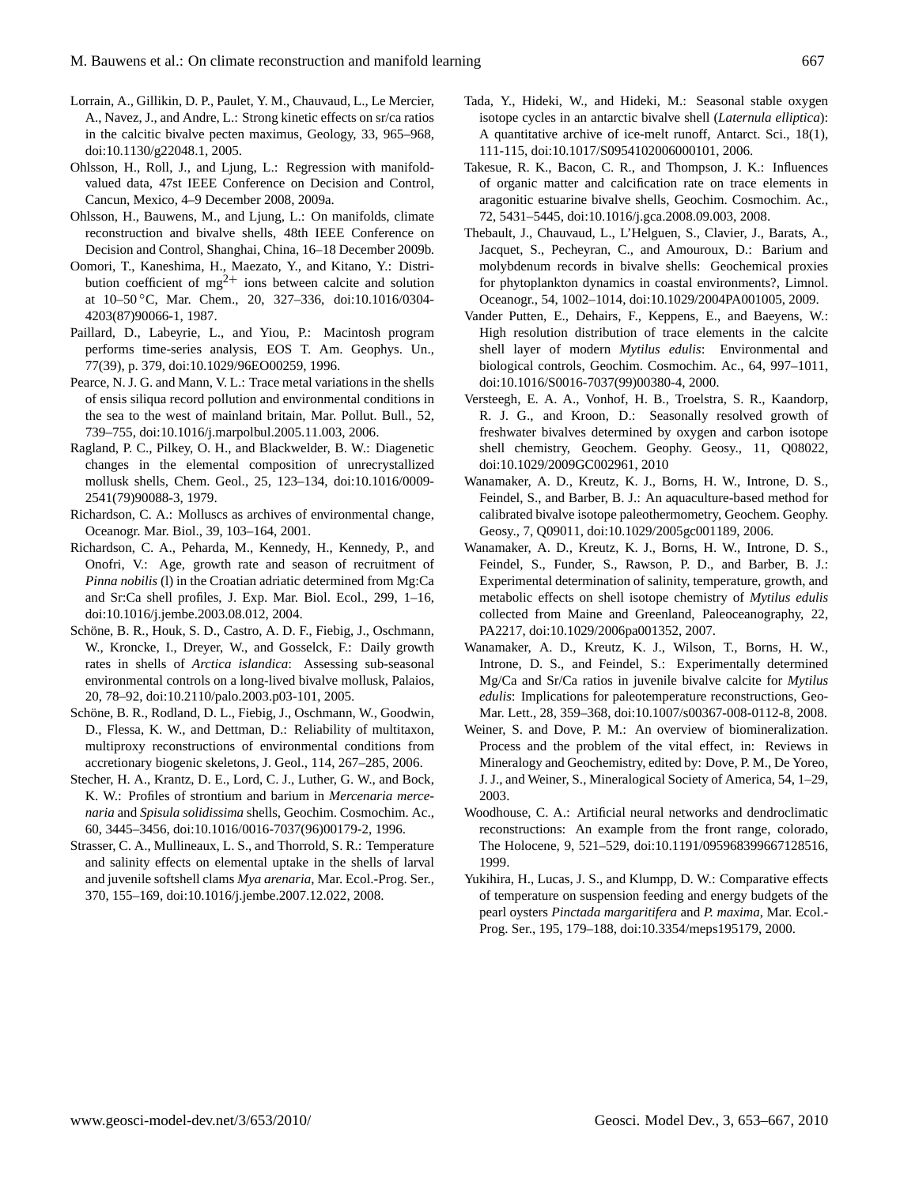Lorrain, A., Gillikin, D. P., Paulet, Y. M., Chauvaud, L., Le Mercier, A., Navez, J., and Andre, L.: Strong kinetic effects on sr/ca ratios in the calcitic bivalve pecten maximus, Geology, 33, 965–968, doi:10.1130/g22048.1, 2005.

Ohlsson, H., Roll, J., and Ljung, L.: Regression with manifold-valued data, 47st IEEE Conference on Decision and Control, Cancun, Mexico, 4–9 December 2008, 2009a.

Ohlsson, H., Bauwens, M., and Ljung, L.: On manifolds, climate reconstruction and bivalve shells, 48th IEEE Conference on Decision and Control, Shanghai, China, 16–18 December 2009b.

Oomori, T., Kaneshima, H., Maezato, Y., and Kitano, Y.: Distribution coefficient of $mg^{2+}$ ions between calcite and solution at 10–50 °C, Mar. Chem., 20, 327–336, doi:10.1016/0304-4203(87)90066-1, 1987.

Paillard, D., Labeyrie, L., and Yiou, P.: Macintosh program performs time-series analysis, EOS T. Am. Geophys. Un., 77(39), p. 379, doi:10.1029/96EO00259, 1996.

Pearce, N. J. G. and Mann, V. L.: Trace metal variations in the shells of ensis siliqua record pollution and environmental conditions in the sea to the west of mainland britain, Mar. Pollut. Bull., 52, 739–755, doi:10.1016/j.marpolbul.2005.11.003, 2006.

Ragland, P. C., Pilkey, O. H., and Blackwelder, B. W.: Diagenetic changes in the elemental composition of unrecrystallized mollusk shells, Chem. Geol., 25, 123–134, doi:10.1016/0009-2541(79)90088-3, 1979.

Richardson, C. A.: Molluscs as archives of environmental change, Oceanogr. Mar. Biol., 39, 103–164, 2001.

Richardson, C. A., Peharda, M., Kennedy, H., Kennedy, P., and Onofri, V.: Age, growth rate and season of recruitment of *Pinna nobilis* (l) in the Croatian adriatic determined from Mg:Ca and Sr:Ca shell profiles, J. Exp. Mar. Biol. Ecol., 299, 1–16, doi:10.1016/j.jembe.2003.08.012, 2004.

Schöne, B. R., Houk, S. D., Castro, A. D. F., Fiebig, J., Oschmann, W., Kroncke, I., Dreyer, W., and Gosselck, F.: Daily growth rates in shells of *Arctica islandica*: Assessing sub-seasonal environmental controls on a long-lived bivalve mollusk, Palaios, 20, 78–92, doi:10.2110/palo.2003.p03-101, 2005.

Schöne, B. R., Rodland, D. L., Fiebig, J., Oschmann, W., Goodwin, D., Flessa, K. W., and Dettman, D.: Reliability of multitaxon, multiproxy reconstructions of environmental conditions from accretionary biogenic skeletons, J. Geol., 114, 267–285, 2006.

Stecher, H. A., Krantz, D. E., Lord, C. J., Luther, G. W., and Bock, K. W.: Profiles of strontium and barium in *Mercenaria mercenaria* and *Spisula solidissima* shells, Geochim. Cosmochim. Ac., 60, 3445–3456, doi:10.1016/0016-7037(96)00179-2, 1996.

Strasser, C. A., Mullineaux, L. S., and Thorrold, S. R.: Temperature and salinity effects on elemental uptake in the shells of larval and juvenile softshell clams *Mya arenaria*, Mar. Ecol.-Prog. Ser., 370, 155–169, doi:10.1016/j.jembe.2007.12.022, 2008.

Tada, Y., Hideki, W., and Hideki, M.: Seasonal stable oxygen isotope cycles in an antarctic bivalve shell (*Laternula elliptica*): A quantitative archive of ice-melt runoff, Antarct. Sci., 18(1), 111-115, doi:10.1017/S0954102006000101, 2006.

Takesue, R. K., Bacon, C. R., and Thompson, J. K.: Influences of organic matter and calcification rate on trace elements in aragonitic estuarine bivalve shells, Geochim. Cosmochim. Ac., 72, 5431–5445, doi:10.1016/j.gca.2008.09.003, 2008.

Thebault, J., Chauvaud, L., L'Helguen, S., Clavier, J., Barats, A., Jacquet, S., Pecheyran, C., and Amouroux, D.: Barium and molybdenum records in bivalve shells: Geochemical proxies for phytoplankton dynamics in coastal environments?, Limnol. Oceanogr., 54, 1002–1014, doi:10.1029/2004PA001005, 2009.

Vander Putten, E., Dehairs, F., Keppens, E., and Baeyens, W.: High resolution distribution of trace elements in the calcite shell layer of modern *Mytilus edulis*: Environmental and biological controls, Geochim. Cosmochim. Ac., 64, 997–1011, doi:10.1016/S0016-7037(99)00380-4, 2000.

Versteegh, E. A. A., Vonhof, H. B., Troelstra, S. R., Kaandorp, R. J. G., and Kroon, D.: Seasonally resolved growth of freshwater bivalves determined by oxygen and carbon isotope shell chemistry, Geochem. Geophy. Geosy., 11, Q08022, doi:10.1029/2009GC002961, 2010

Wanamaker, A. D., Kreutz, K. J., Borns, H. W., Introne, D. S., Feindel, S., and Barber, B. J.: An aquaculture-based method for calibrated bivalve isotope paleothermometry, Geochem. Geophy. Geosy., 7, Q09011, doi:10.1029/2005gc001189, 2006.

Wanamaker, A. D., Kreutz, K. J., Borns, H. W., Introne, D. S., Feindel, S., Funder, S., Rawson, P. D., and Barber, B. J.: Experimental determination of salinity, temperature, growth, and metabolic effects on shell isotope chemistry of *Mytilus edulis* collected from Maine and Greenland, Paleoceanography, 22, PA2217, doi:10.1029/2006pa001352, 2007.

Wanamaker, A. D., Kreutz, K. J., Wilson, T., Borns, H. W., Introne, D. S., and Feindel, S.: Experimentally determined Mg/Ca and Sr/Ca ratios in juvenile bivalve calcite for *Mytilus edulis*: Implications for paleotemperature reconstructions, Geo-Mar. Lett., 28, 359–368, doi:10.1007/s00367-008-0112-8, 2008.

Weiner, S. and Dove, P. M.: An overview of biomineralization. Process and the problem of the vital effect, in: Reviews in Mineralogy and Geochemistry, edited by: Dove, P. M., De Yoreo, J. J., and Weiner, S., Mineralogical Society of America, 54, 1–29, 2003.

Woodhouse, C. A.: Artificial neural networks and dendroclimatic reconstructions: An example from the front range, colorado, The Holocene, 9, 521–529, doi:10.1191/095968399667128516, 1999.

Yukihira, H., Lucas, J. S., and Klumpp, D. W.: Comparative effects of temperature on suspension feeding and energy budgets of the pearl oysters *Pinctada margaritifera* and *P. maxima*, Mar. Ecol.-Prog. Ser., 195, 179–188, doi:10.3354/meps195179, 2000.